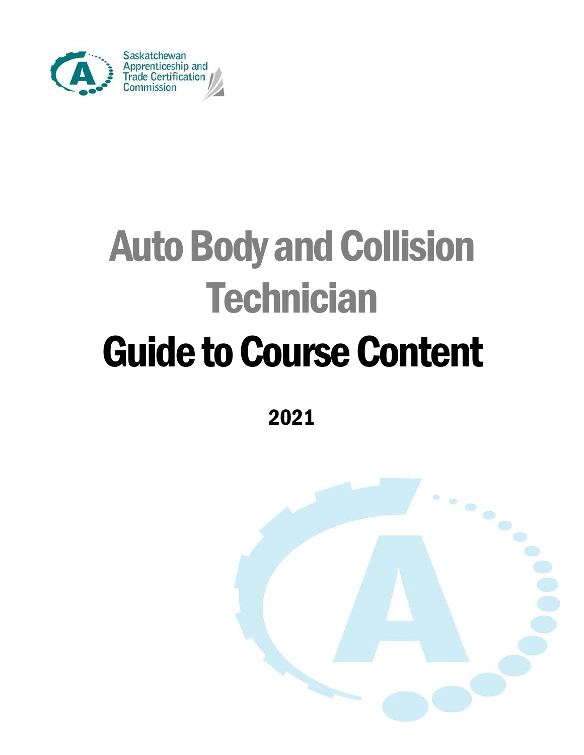Saskatchewan Apprenticeship and Trade Certification Commission

# Auto Body and Collision Technician

# Guide to Course Content

**2021**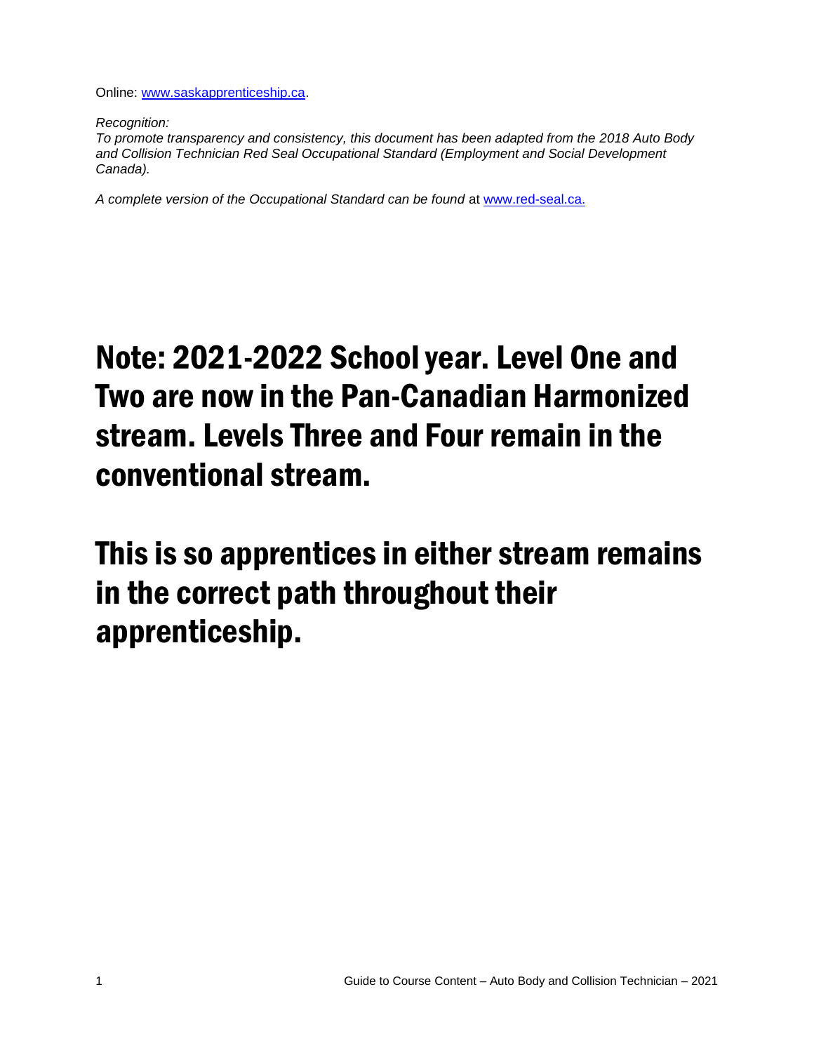Online: www.saskapprenticeship.ca.

*Recognition:*
*To promote transparency and consistency, this document has been adapted from the 2018 Auto Body and Collision Technician Red Seal Occupational Standard (Employment and Social Development Canada).*

*A complete version of the Occupational Standard can be found* at www.red-seal.ca.

# Note: 2021-2022 School year. Level One and Two are now in the Pan-Canadian Harmonized stream. Levels Three and Four remain in the conventional stream.

# This is so apprentices in either stream remains in the correct path throughout their apprenticeship.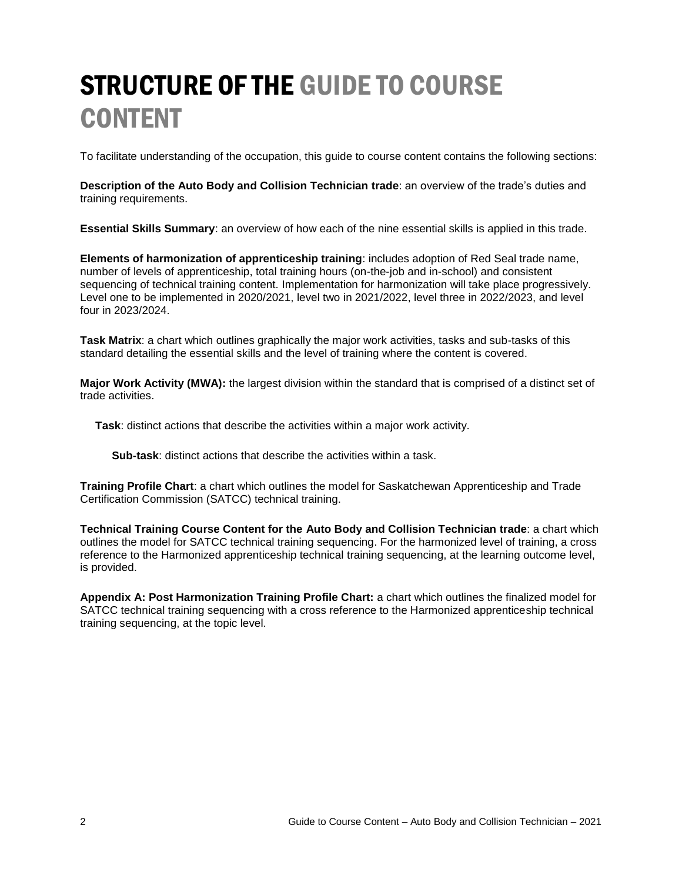# STRUCTURE OF THE GUIDE TO COURSE CONTENT

To facilitate understanding of the occupation, this guide to course content contains the following sections:

**Description of the Auto Body and Collision Technician trade**: an overview of the trade's duties and training requirements.

**Essential Skills Summary**: an overview of how each of the nine essential skills is applied in this trade.

**Elements of harmonization of apprenticeship training**: includes adoption of Red Seal trade name, number of levels of apprenticeship, total training hours (on-the-job and in-school) and consistent sequencing of technical training content. Implementation for harmonization will take place progressively. Level one to be implemented in 2020/2021, level two in 2021/2022, level three in 2022/2023, and level four in 2023/2024.

**Task Matrix**: a chart which outlines graphically the major work activities, tasks and sub-tasks of this standard detailing the essential skills and the level of training where the content is covered.

**Major Work Activity (MWA):** the largest division within the standard that is comprised of a distinct set of trade activities.

**Task**: distinct actions that describe the activities within a major work activity.

**Sub-task**: distinct actions that describe the activities within a task.

**Training Profile Chart**: a chart which outlines the model for Saskatchewan Apprenticeship and Trade Certification Commission (SATCC) technical training.

**Technical Training Course Content for the Auto Body and Collision Technician trade**: a chart which outlines the model for SATCC technical training sequencing. For the harmonized level of training, a cross reference to the Harmonized apprenticeship technical training sequencing, at the learning outcome level, is provided.

**Appendix A: Post Harmonization Training Profile Chart:** a chart which outlines the finalized model for SATCC technical training sequencing with a cross reference to the Harmonized apprenticeship technical training sequencing, at the topic level.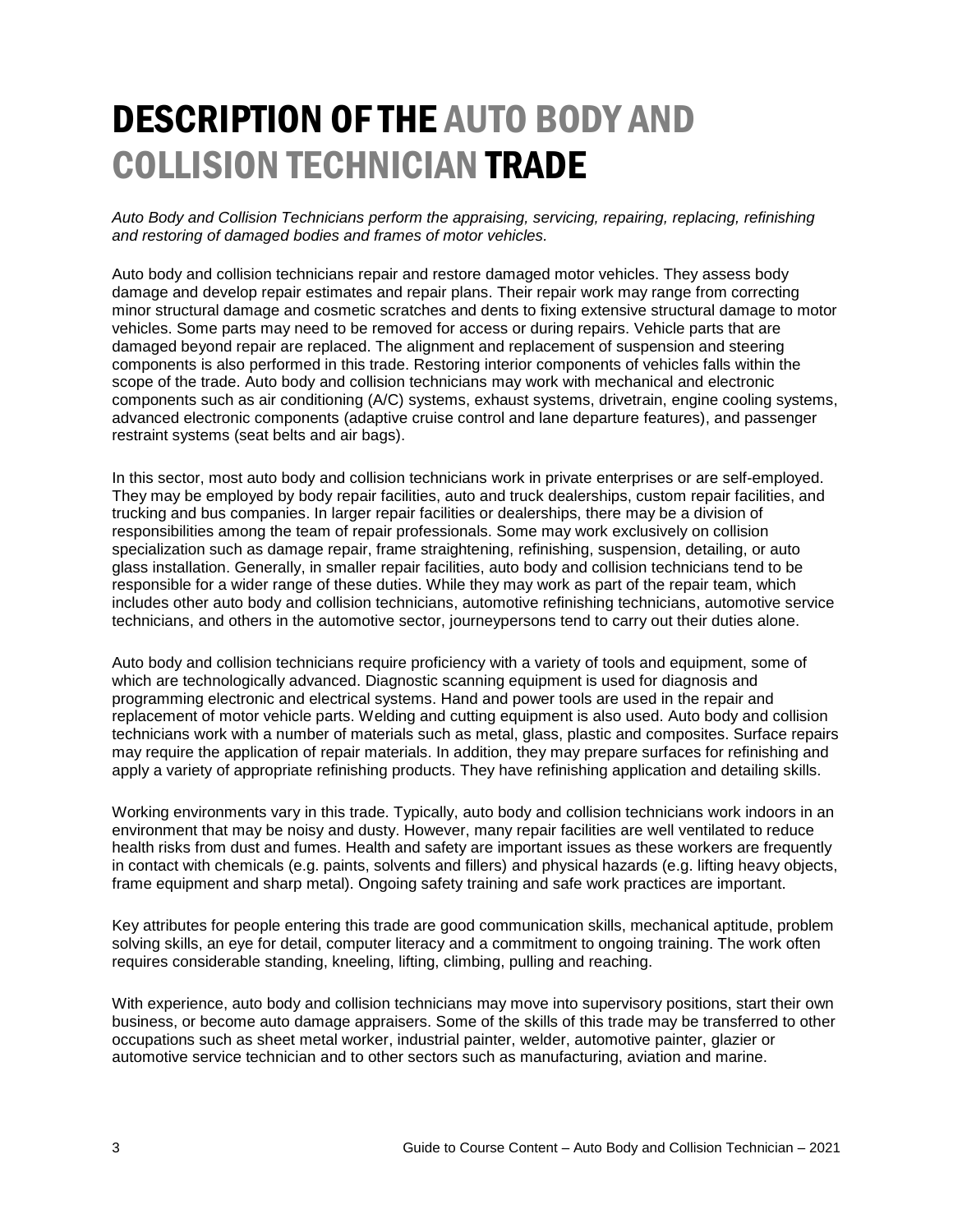# DESCRIPTION OF THE AUTO BODY AND COLLISION TECHNICIAN TRADE

*Auto Body and Collision Technicians perform the appraising, servicing, repairing, replacing, refinishing and restoring of damaged bodies and frames of motor vehicles.*

Auto body and collision technicians repair and restore damaged motor vehicles. They assess body damage and develop repair estimates and repair plans. Their repair work may range from correcting minor structural damage and cosmetic scratches and dents to fixing extensive structural damage to motor vehicles. Some parts may need to be removed for access or during repairs. Vehicle parts that are damaged beyond repair are replaced. The alignment and replacement of suspension and steering components is also performed in this trade. Restoring interior components of vehicles falls within the scope of the trade. Auto body and collision technicians may work with mechanical and electronic components such as air conditioning (A/C) systems, exhaust systems, drivetrain, engine cooling systems, advanced electronic components (adaptive cruise control and lane departure features), and passenger restraint systems (seat belts and air bags).

In this sector, most auto body and collision technicians work in private enterprises or are self-employed. They may be employed by body repair facilities, auto and truck dealerships, custom repair facilities, and trucking and bus companies. In larger repair facilities or dealerships, there may be a division of responsibilities among the team of repair professionals. Some may work exclusively on collision specialization such as damage repair, frame straightening, refinishing, suspension, detailing, or auto glass installation. Generally, in smaller repair facilities, auto body and collision technicians tend to be responsible for a wider range of these duties. While they may work as part of the repair team, which includes other auto body and collision technicians, automotive refinishing technicians, automotive service technicians, and others in the automotive sector, journeypersons tend to carry out their duties alone.

Auto body and collision technicians require proficiency with a variety of tools and equipment, some of which are technologically advanced. Diagnostic scanning equipment is used for diagnosis and programming electronic and electrical systems. Hand and power tools are used in the repair and replacement of motor vehicle parts. Welding and cutting equipment is also used. Auto body and collision technicians work with a number of materials such as metal, glass, plastic and composites. Surface repairs may require the application of repair materials. In addition, they may prepare surfaces for refinishing and apply a variety of appropriate refinishing products. They have refinishing application and detailing skills.

Working environments vary in this trade. Typically, auto body and collision technicians work indoors in an environment that may be noisy and dusty. However, many repair facilities are well ventilated to reduce health risks from dust and fumes. Health and safety are important issues as these workers are frequently in contact with chemicals (e.g. paints, solvents and fillers) and physical hazards (e.g. lifting heavy objects, frame equipment and sharp metal). Ongoing safety training and safe work practices are important.

Key attributes for people entering this trade are good communication skills, mechanical aptitude, problem solving skills, an eye for detail, computer literacy and a commitment to ongoing training. The work often requires considerable standing, kneeling, lifting, climbing, pulling and reaching.

With experience, auto body and collision technicians may move into supervisory positions, start their own business, or become auto damage appraisers. Some of the skills of this trade may be transferred to other occupations such as sheet metal worker, industrial painter, welder, automotive painter, glazier or automotive service technician and to other sectors such as manufacturing, aviation and marine.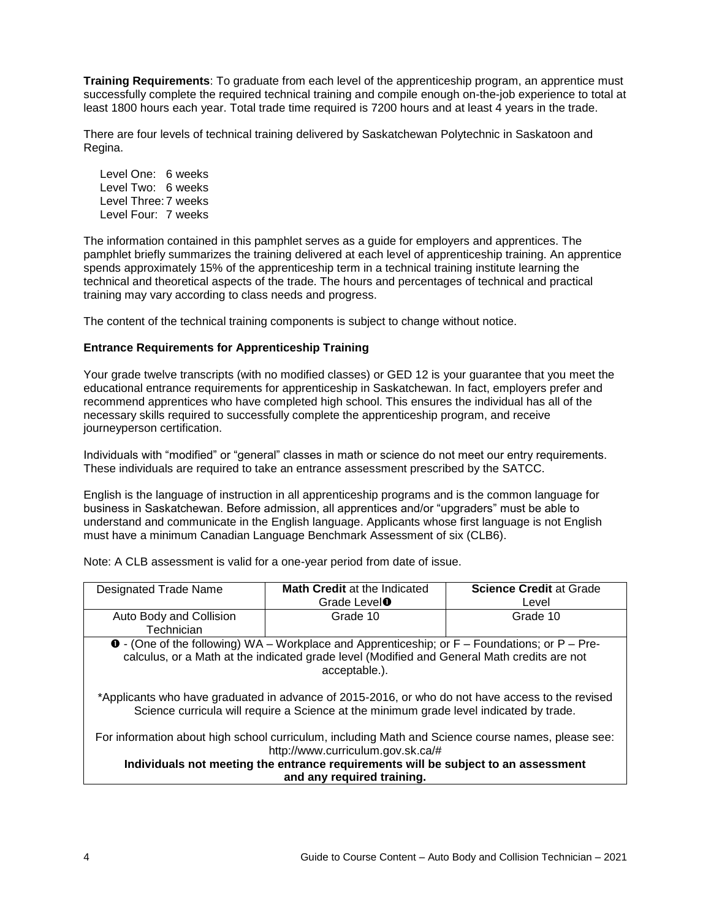**Training Requirements**: To graduate from each level of the apprenticeship program, an apprentice must successfully complete the required technical training and compile enough on-the-job experience to total at least 1800 hours each year. Total trade time required is 7200 hours and at least 4 years in the trade.

There are four levels of technical training delivered by Saskatchewan Polytechnic in Saskatoon and Regina.

Level One: 6 weeks
Level Two: 6 weeks
Level Three: 7 weeks
Level Four: 7 weeks

The information contained in this pamphlet serves as a guide for employers and apprentices. The pamphlet briefly summarizes the training delivered at each level of apprenticeship training. An apprentice spends approximately 15% of the apprenticeship term in a technical training institute learning the technical and theoretical aspects of the trade. The hours and percentages of technical and practical training may vary according to class needs and progress.

The content of the technical training components is subject to change without notice.

**Entrance Requirements for Apprenticeship Training**

Your grade twelve transcripts (with no modified classes) or GED 12 is your guarantee that you meet the educational entrance requirements for apprenticeship in Saskatchewan. In fact, employers prefer and recommend apprentices who have completed high school. This ensures the individual has all of the necessary skills required to successfully complete the apprenticeship program, and receive journeyperson certification.

Individuals with "modified" or "general" classes in math or science do not meet our entry requirements. These individuals are required to take an entrance assessment prescribed by the SATCC.

English is the language of instruction in all apprenticeship programs and is the common language for business in Saskatchewan. Before admission, all apprentices and/or "upgraders" must be able to understand and communicate in the English language. Applicants whose first language is not English must have a minimum Canadian Language Benchmark Assessment of six (CLB6).

Note: A CLB assessment is valid for a one-year period from date of issue.

| Designated Trade Name | **Math Credit** at the Indicated Grade Level❶ | **Science Credit** at Grade Level |
|---|---|---|
| Auto Body and Collision Technician | Grade 10 | Grade 10 |

❶ - (One of the following) WA – Workplace and Apprenticeship; or F – Foundations; or P – Pre-calculus, or a Math at the indicated grade level (Modified and General Math credits are not acceptable.).

*Applicants who have graduated in advance of 2015-2016, or who do not have access to the revised Science curricula will require a Science at the minimum grade level indicated by trade.

For information about high school curriculum, including Math and Science course names, please see: http://www.curriculum.gov.sk.ca/#

**Individuals not meeting the entrance requirements will be subject to an assessment and any required training.**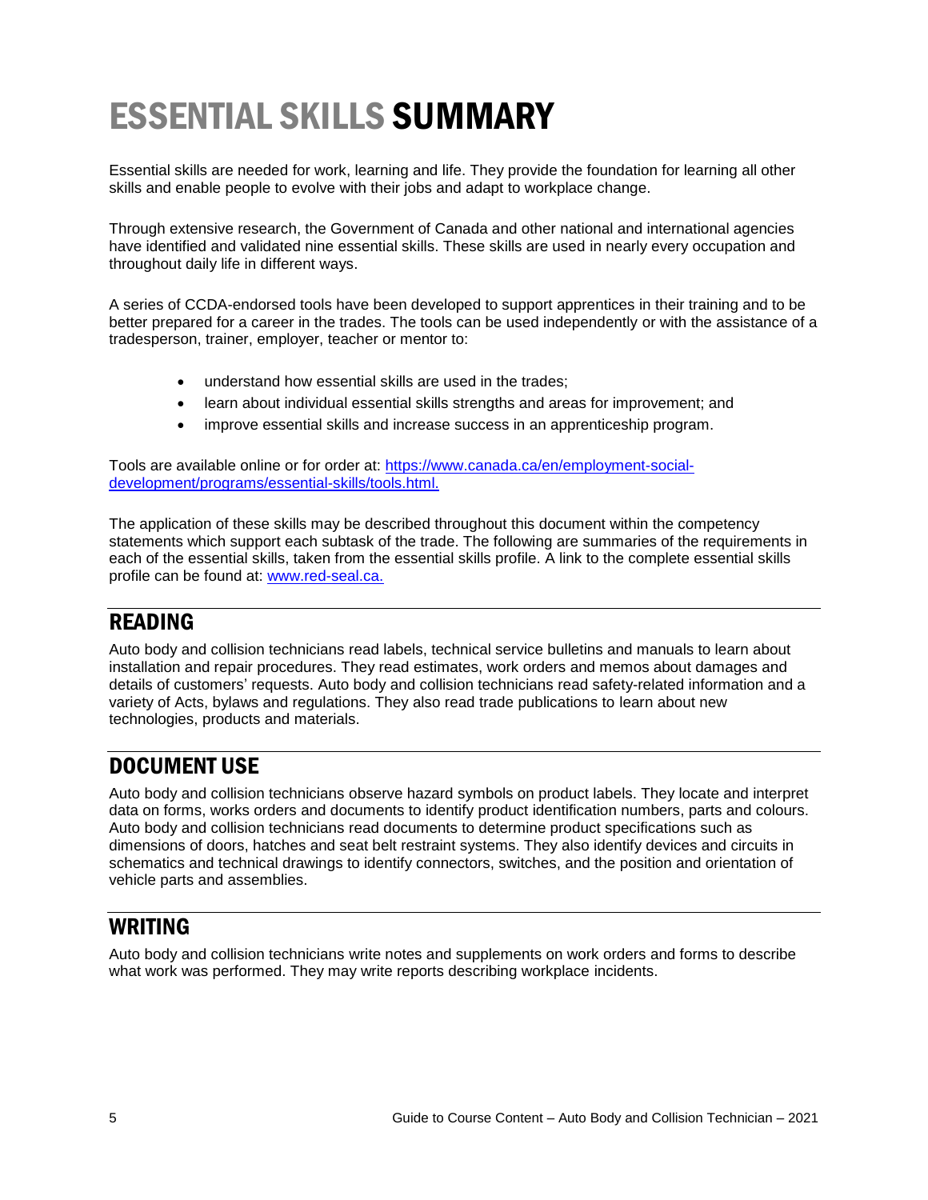# ESSENTIAL SKILLS SUMMARY

Essential skills are needed for work, learning and life. They provide the foundation for learning all other skills and enable people to evolve with their jobs and adapt to workplace change.

Through extensive research, the Government of Canada and other national and international agencies have identified and validated nine essential skills. These skills are used in nearly every occupation and throughout daily life in different ways.

A series of CCDA-endorsed tools have been developed to support apprentices in their training and to be better prepared for a career in the trades. The tools can be used independently or with the assistance of a tradesperson, trainer, employer, teacher or mentor to:

- understand how essential skills are used in the trades;
- learn about individual essential skills strengths and areas for improvement; and
- improve essential skills and increase success in an apprenticeship program.

Tools are available online or for order at: [https://www.canada.ca/en/employment-social-development/programs/essential-skills/tools.html.](https://www.canada.ca/en/employment-social-development/programs/essential-skills/tools.html)

The application of these skills may be described throughout this document within the competency statements which support each subtask of the trade. The following are summaries of the requirements in each of the essential skills, taken from the essential skills profile. A link to the complete essential skills profile can be found at: [www.red-seal.ca.](http://www.red-seal.ca)

## READING

Auto body and collision technicians read labels, technical service bulletins and manuals to learn about installation and repair procedures. They read estimates, work orders and memos about damages and details of customers' requests. Auto body and collision technicians read safety-related information and a variety of Acts, bylaws and regulations. They also read trade publications to learn about new technologies, products and materials.

## DOCUMENT USE

Auto body and collision technicians observe hazard symbols on product labels. They locate and interpret data on forms, works orders and documents to identify product identification numbers, parts and colours. Auto body and collision technicians read documents to determine product specifications such as dimensions of doors, hatches and seat belt restraint systems. They also identify devices and circuits in schematics and technical drawings to identify connectors, switches, and the position and orientation of vehicle parts and assemblies.

## WRITING

Auto body and collision technicians write notes and supplements on work orders and forms to describe what work was performed. They may write reports describing workplace incidents.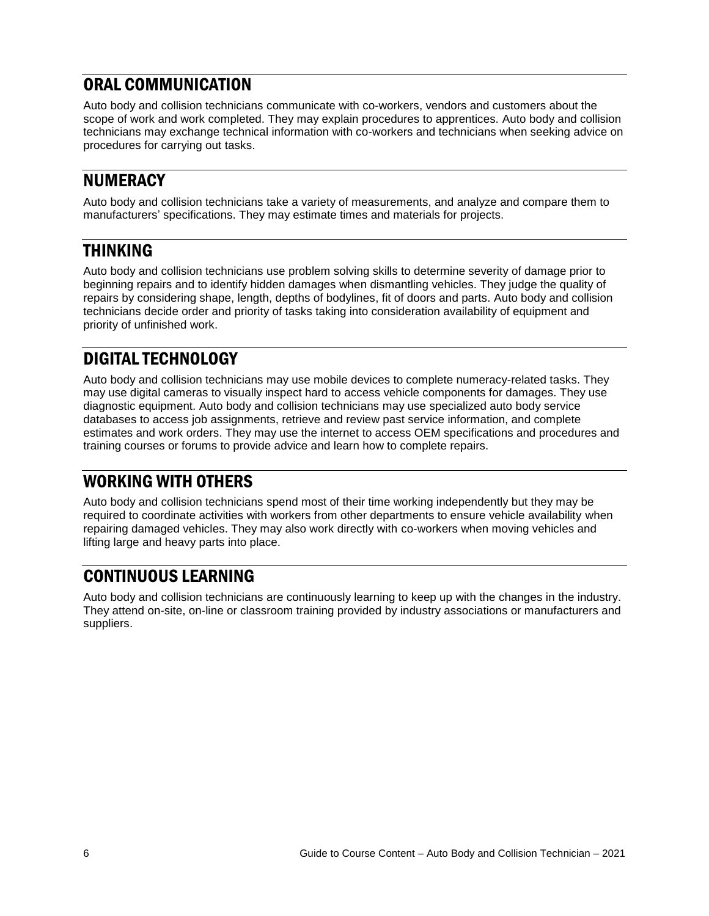## ORAL COMMUNICATION

Auto body and collision technicians communicate with co-workers, vendors and customers about the scope of work and work completed. They may explain procedures to apprentices. Auto body and collision technicians may exchange technical information with co-workers and technicians when seeking advice on procedures for carrying out tasks.

## NUMERACY

Auto body and collision technicians take a variety of measurements, and analyze and compare them to manufacturers' specifications. They may estimate times and materials for projects.

## THINKING

Auto body and collision technicians use problem solving skills to determine severity of damage prior to beginning repairs and to identify hidden damages when dismantling vehicles. They judge the quality of repairs by considering shape, length, depths of bodylines, fit of doors and parts. Auto body and collision technicians decide order and priority of tasks taking into consideration availability of equipment and priority of unfinished work.

## DIGITAL TECHNOLOGY

Auto body and collision technicians may use mobile devices to complete numeracy-related tasks. They may use digital cameras to visually inspect hard to access vehicle components for damages. They use diagnostic equipment. Auto body and collision technicians may use specialized auto body service databases to access job assignments, retrieve and review past service information, and complete estimates and work orders. They may use the internet to access OEM specifications and procedures and training courses or forums to provide advice and learn how to complete repairs.

## WORKING WITH OTHERS

Auto body and collision technicians spend most of their time working independently but they may be required to coordinate activities with workers from other departments to ensure vehicle availability when repairing damaged vehicles. They may also work directly with co-workers when moving vehicles and lifting large and heavy parts into place.

## CONTINUOUS LEARNING

Auto body and collision technicians are continuously learning to keep up with the changes in the industry. They attend on-site, on-line or classroom training provided by industry associations or manufacturers and suppliers.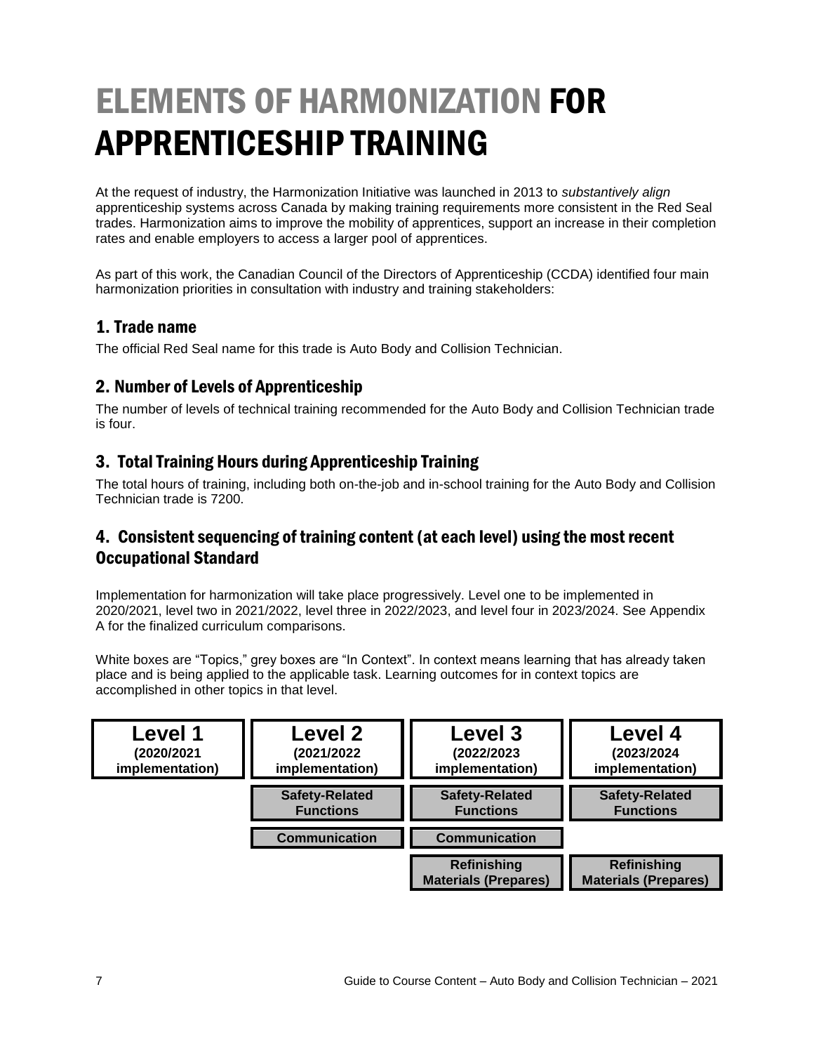# ELEMENTS OF HARMONIZATION FOR APPRENTICESHIP TRAINING

At the request of industry, the Harmonization Initiative was launched in 2013 to *substantively align* apprenticeship systems across Canada by making training requirements more consistent in the Red Seal trades. Harmonization aims to improve the mobility of apprentices, support an increase in their completion rates and enable employers to access a larger pool of apprentices.

As part of this work, the Canadian Council of the Directors of Apprenticeship (CCDA) identified four main harmonization priorities in consultation with industry and training stakeholders:

## 1. Trade name

The official Red Seal name for this trade is Auto Body and Collision Technician.

## 2. Number of Levels of Apprenticeship

The number of levels of technical training recommended for the Auto Body and Collision Technician trade is four.

## 3. Total Training Hours during Apprenticeship Training

The total hours of training, including both on-the-job and in-school training for the Auto Body and Collision Technician trade is 7200.

## 4. Consistent sequencing of training content (at each level) using the most recent Occupational Standard

Implementation for harmonization will take place progressively. Level one to be implemented in 2020/2021, level two in 2021/2022, level three in 2022/2023, and level four in 2023/2024. See Appendix A for the finalized curriculum comparisons.

White boxes are "Topics," grey boxes are "In Context". In context means learning that has already taken place and is being applied to the applicable task. Learning outcomes for in context topics are accomplished in other topics in that level.

| Level 1 (2020/2021 implementation) | Level 2 (2021/2022 implementation) | Level 3 (2022/2023 implementation) | Level 4 (2023/2024 implementation) |
|---|---|---|---|
| | Safety-Related Functions | Safety-Related Functions | Safety-Related Functions |
| | Communication | Communication | |
| | | Refinishing Materials (Prepares) | Refinishing Materials (Prepares) |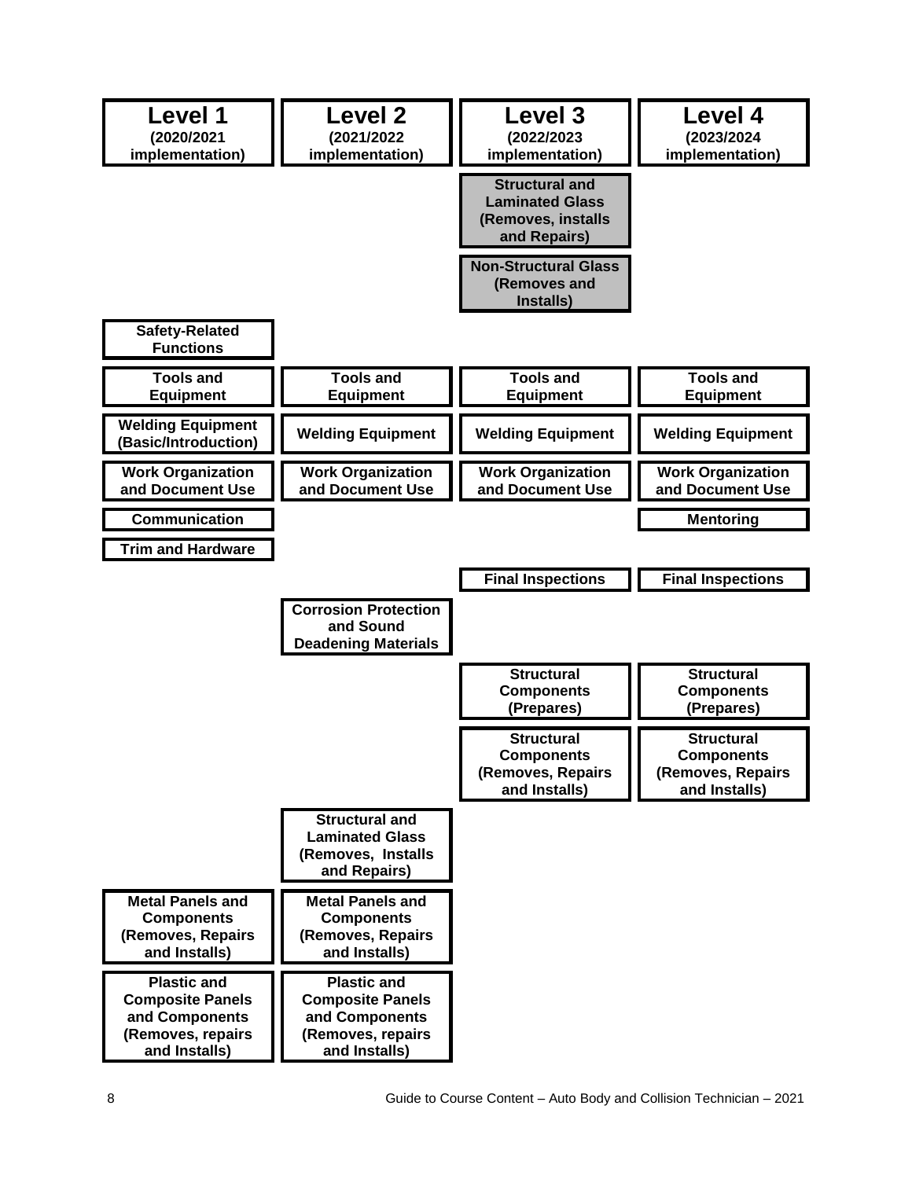| Level 1 (2020/2021 implementation) | Level 2 (2021/2022 implementation) | Level 3 (2022/2023 implementation) | Level 4 (2023/2024 implementation) |
| --- | --- | --- | --- |
| | | Structural and Laminated Glass (Removes, installs and Repairs) | |
| | | Non-Structural Glass (Removes and Installs) | |
| Safety-Related Functions | | | |
| Tools and Equipment | Tools and Equipment | Tools and Equipment | Tools and Equipment |
| Welding Equipment (Basic/Introduction) | Welding Equipment | Welding Equipment | Welding Equipment |
| Work Organization and Document Use | Work Organization and Document Use | Work Organization and Document Use | Work Organization and Document Use |
| Communication | | | Mentoring |
| Trim and Hardware | | | |
| | | Final Inspections | Final Inspections |
| | Corrosion Protection and Sound Deadening Materials | | |
| | | Structural Components (Prepares) | Structural Components (Prepares) |
| | | Structural Components (Removes, Repairs and Installs) | Structural Components (Removes, Repairs and Installs) |
| | Structural and Laminated Glass (Removes, Installs and Repairs) | | |
| Metal Panels and Components (Removes, Repairs and Installs) | Metal Panels and Components (Removes, Repairs and Installs) | | |
| Plastic and Composite Panels and Components (Removes, repairs and Installs) | Plastic and Composite Panels and Components (Removes, repairs and Installs) | | |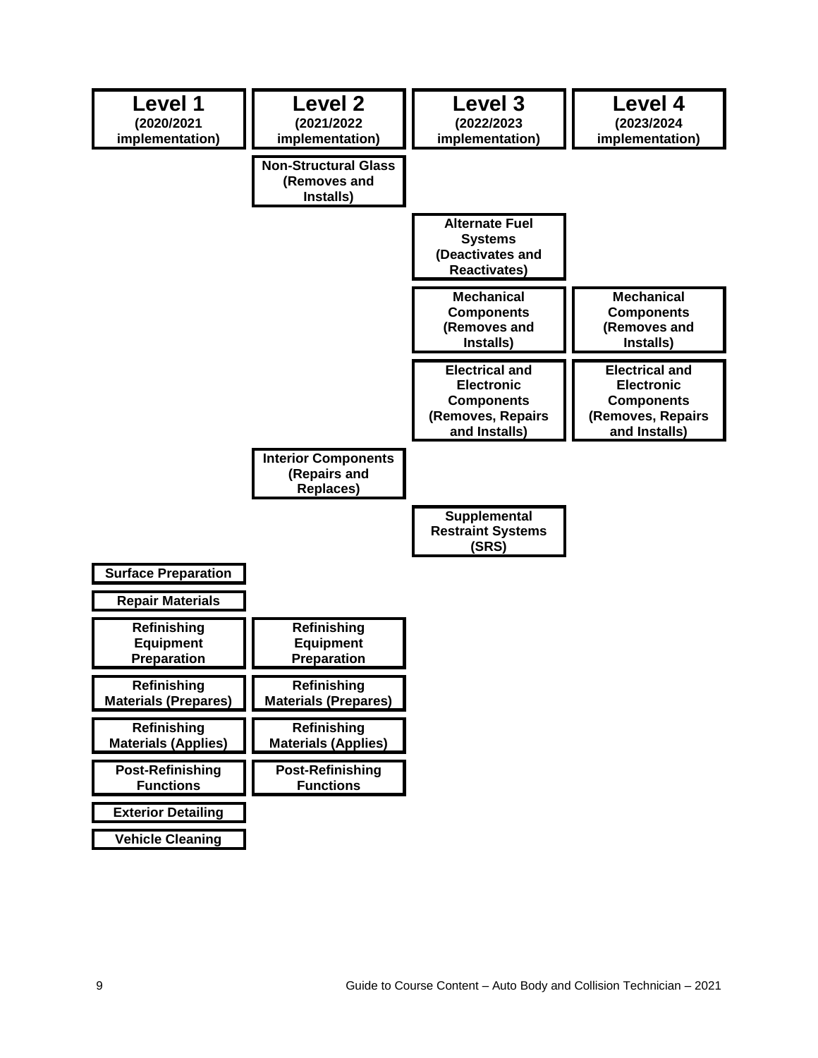| Level 1 (2020/2021 implementation) | Level 2 (2021/2022 implementation) | Level 3 (2022/2023 implementation) | Level 4 (2023/2024 implementation) |
| --- | --- | --- | --- |
| | Non-Structural Glass (Removes and Installs) | | |
| | | Alternate Fuel Systems (Deactivates and Reactivates) | |
| | | Mechanical Components (Removes and Installs) | Mechanical Components (Removes and Installs) |
| | | Electrical and Electronic Components (Removes, Repairs and Installs) | Electrical and Electronic Components (Removes, Repairs and Installs) |
| | Interior Components (Repairs and Replaces) | | |
| | | Supplemental Restraint Systems (SRS) | |
| Surface Preparation | | | |
| Repair Materials | | | |
| Refinishing Equipment Preparation | Refinishing Equipment Preparation | | |
| Refinishing Materials (Prepares) | Refinishing Materials (Prepares) | | |
| Refinishing Materials (Applies) | Refinishing Materials (Applies) | | |
| Post-Refinishing Functions | Post-Refinishing Functions | | |
| Exterior Detailing | | | |
| Vehicle Cleaning | | | |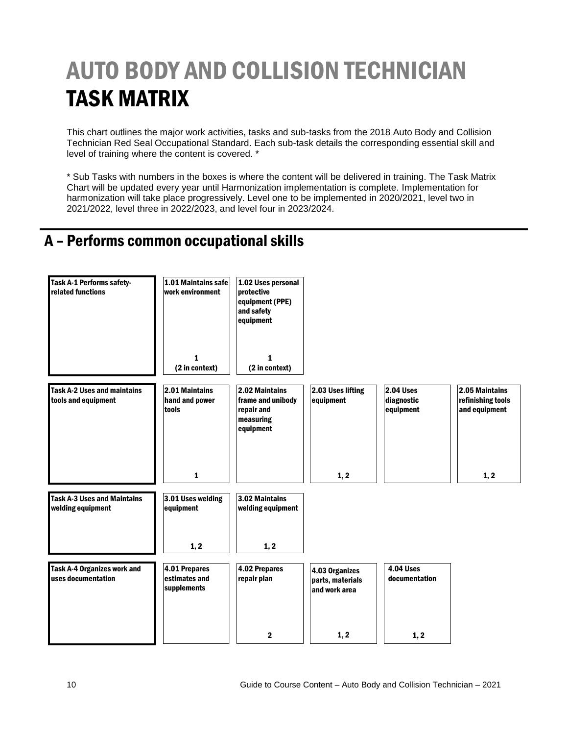# AUTO BODY AND COLLISION TECHNICIAN
# TASK MATRIX

This chart outlines the major work activities, tasks and sub-tasks from the 2018 Auto Body and Collision Technician Red Seal Occupational Standard. Each sub-task details the corresponding essential skill and level of training where the content is covered. *

* Sub Tasks with numbers in the boxes is where the content will be delivered in training. The Task Matrix Chart will be updated every year until Harmonization implementation is complete. Implementation for harmonization will take place progressively. Level one to be implemented in 2020/2021, level two in 2021/2022, level three in 2022/2023, and level four in 2023/2024.

## A – Performs common occupational skills

| Task | Sub-task | Sub-task | Sub-task | Sub-task | Sub-task |
|---|---|---|---|---|---|
| **Task A-1 Performs safety-related functions** | **1.01 Maintains safe work environment**<br>1<br>(2 in context) | **1.02 Uses personal protective equipment (PPE) and safety equipment**<br>1<br>(2 in context) | | | |
| **Task A-2 Uses and maintains tools and equipment** | **2.01 Maintains hand and power tools**<br>1 | **2.02 Maintains frame and unibody repair and measuring equipment** | **2.03 Uses lifting equipment**<br>1, 2 | **2.04 Uses diagnostic equipment** | **2.05 Maintains refinishing tools and equipment**<br>1, 2 |
| **Task A-3 Uses and Maintains welding equipment** | **3.01 Uses welding equipment**<br>1, 2 | **3.02 Maintains welding equipment**<br>1, 2 | | | |
| **Task A-4 Organizes work and uses documentation** | **4.01 Prepares estimates and supplements** | **4.02 Prepares repair plan**<br>2 | **4.03 Organizes parts, materials and work area**<br>1, 2 | **4.04 Uses documentation**<br>1, 2 | |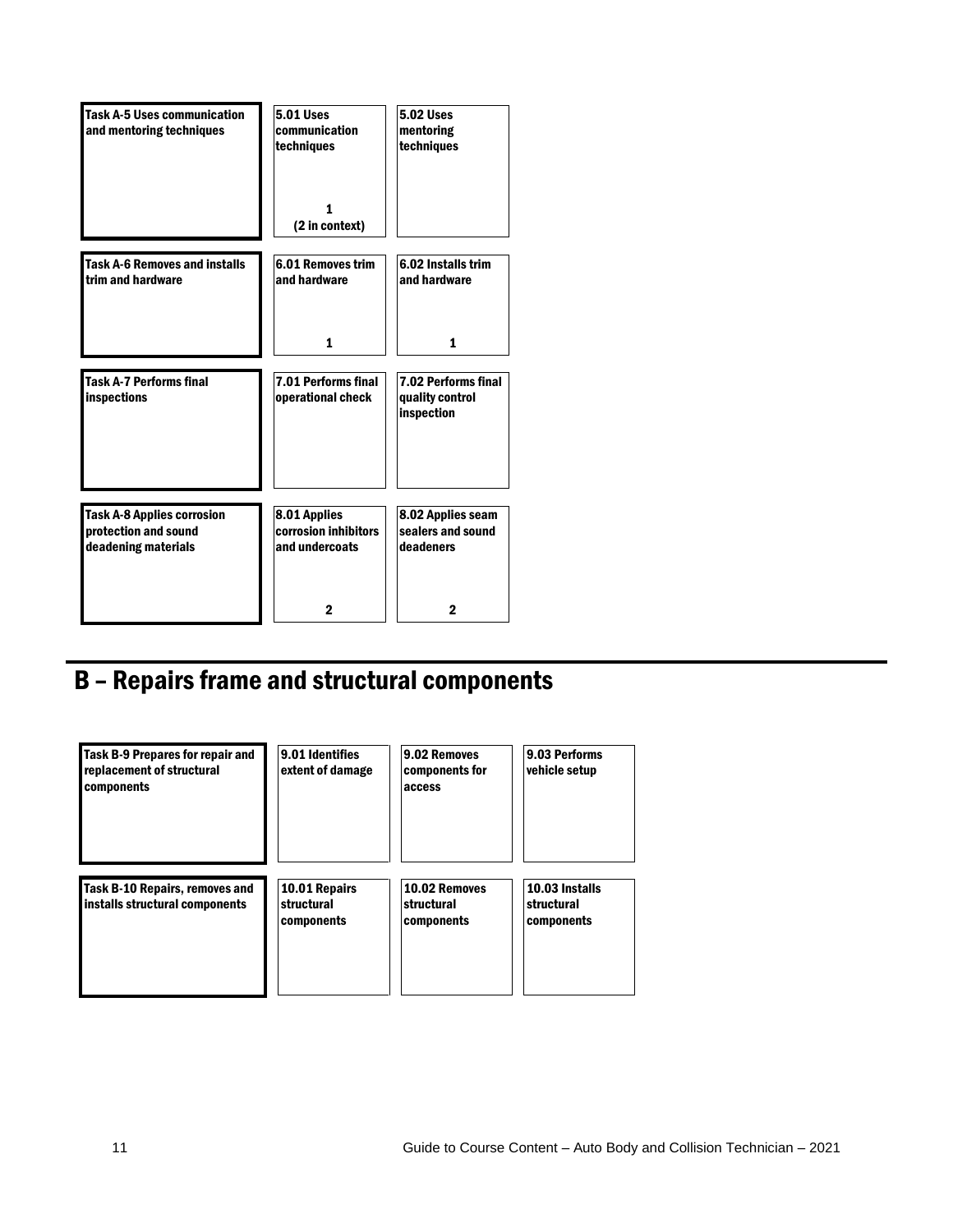| Task | Sub-task | Sub-task | Sub-task |
|---|---|---|---|
| **Task A-5 Uses communication and mentoring techniques** | **5.01 Uses communication techniques**<br>**1**<br>**(2 in context)** | **5.02 Uses mentoring techniques** | |
| **Task A-6 Removes and installs trim and hardware** | **6.01 Removes trim and hardware**<br>**1** | **6.02 Installs trim and hardware**<br>**1** | |
| **Task A-7 Performs final inspections** | **7.01 Performs final operational check** | **7.02 Performs final quality control inspection** | |
| **Task A-8 Applies corrosion protection and sound deadening materials** | **8.01 Applies corrosion inhibitors and undercoats**<br>**2** | **8.02 Applies seam sealers and sound deadeners**<br>**2** | |

# B – Repairs frame and structural components

| Task | Sub-task | Sub-task | Sub-task |
|---|---|---|---|
| **Task B-9 Prepares for repair and replacement of structural components** | **9.01 Identifies extent of damage** | **9.02 Removes components for access** | **9.03 Performs vehicle setup** |
| **Task B-10 Repairs, removes and installs structural components** | **10.01 Repairs structural components** | **10.02 Removes structural components** | **10.03 Installs structural components** |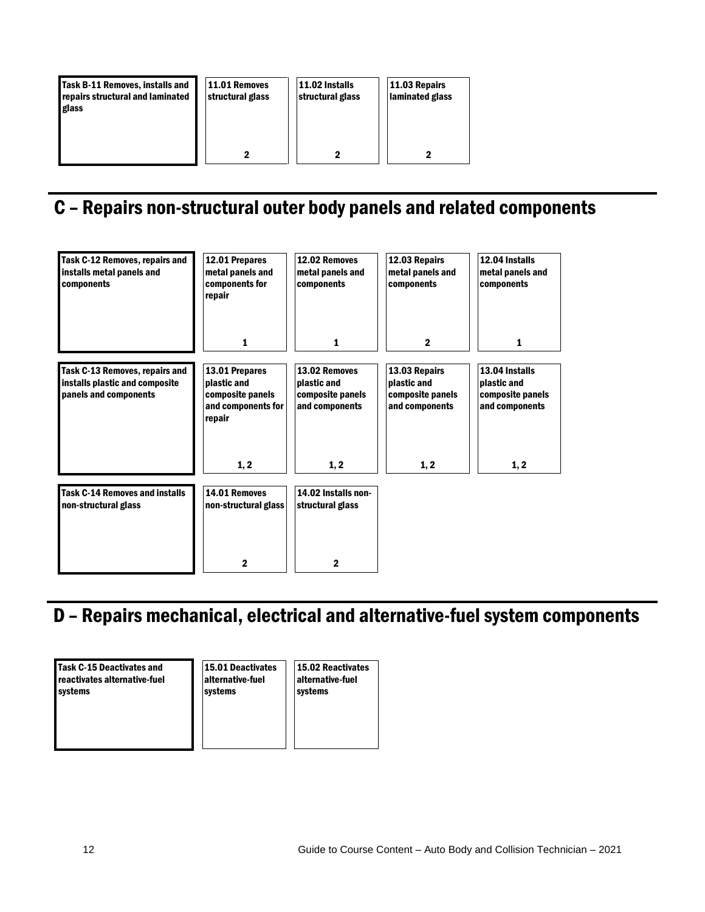| Task B-11 Removes, installs and repairs structural and laminated glass | 11.01 Removes structural glass | 11.02 Installs structural glass | 11.03 Repairs laminated glass |
|---|---|---|---|
| | 2 | 2 | 2 |

## C – Repairs non-structural outer body panels and related components

| Task C-12 Removes, repairs and installs metal panels and components | 12.01 Prepares metal panels and components for repair | 12.02 Removes metal panels and components | 12.03 Repairs metal panels and components | 12.04 Installs metal panels and components |
|---|---|---|---|---|
| | 1 | 1 | 2 | 1 |

| Task C-13 Removes, repairs and installs plastic and composite panels and components | 13.01 Prepares plastic and composite panels and components for repair | 13.02 Removes plastic and composite panels and components | 13.03 Repairs plastic and composite panels and components | 13.04 Installs plastic and composite panels and components |
|---|---|---|---|---|
| | 1, 2 | 1, 2 | 1, 2 | 1, 2 |

| Task C-14 Removes and installs non-structural glass | 14.01 Removes non-structural glass | 14.02 Installs non-structural glass |
|---|---|---|
| | 2 | 2 |

## D – Repairs mechanical, electrical and alternative-fuel system components

| Task C-15 Deactivates and reactivates alternative-fuel systems | 15.01 Deactivates alternative-fuel systems | 15.02 Reactivates alternative-fuel systems |
|---|---|---|
| | | |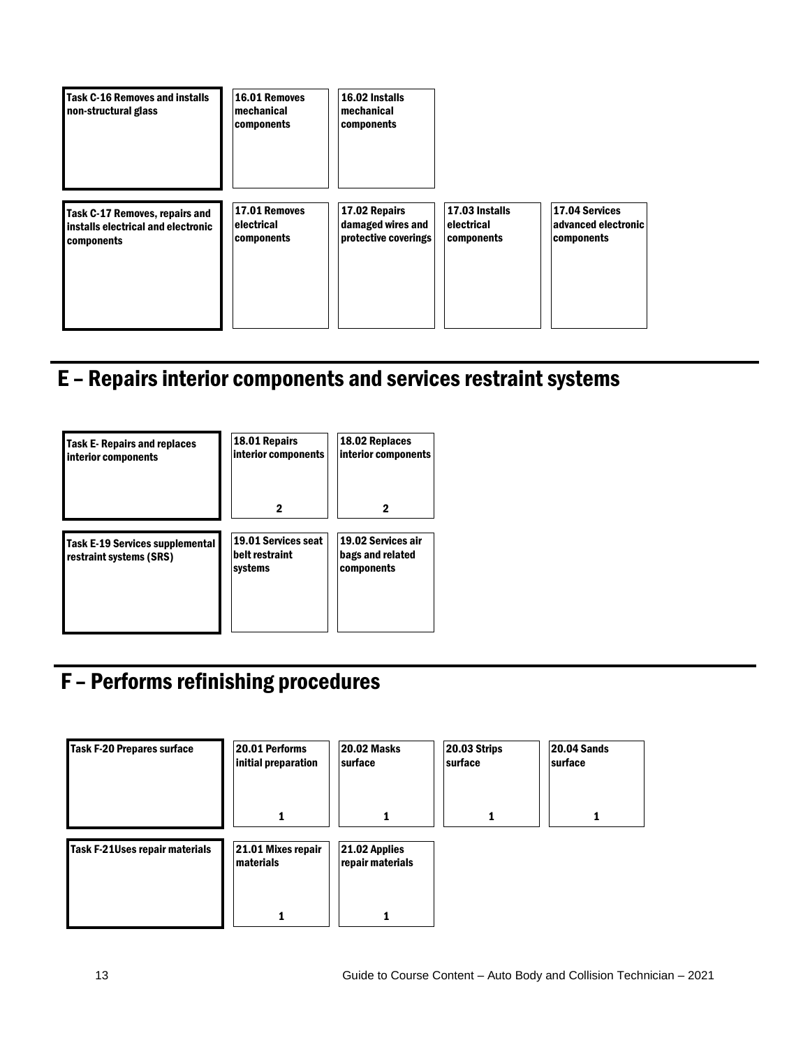| Task | | | | |
|---|---|---|---|---|
| **Task C-16 Removes and installs non-structural glass** | **16.01 Removes mechanical components** | **16.02 Installs mechanical components** | | |
| **Task C-17 Removes, repairs and installs electrical and electronic components** | **17.01 Removes electrical components** | **17.02 Repairs damaged wires and protective coverings** | **17.03 Installs electrical components** | **17.04 Services advanced electronic components** |

## E – Repairs interior components and services restraint systems

| Task | | |
|---|---|---|
| **Task E- Repairs and replaces interior components** | **18.01 Repairs interior components** 2 | **18.02 Replaces interior components** 2 |
| **Task E-19 Services supplemental restraint systems (SRS)** | **19.01 Services seat belt restraint systems** | **19.02 Services air bags and related components** |

## F – Performs refinishing procedures

| Task | | | | |
|---|---|---|---|---|
| **Task F-20 Prepares surface** | **20.01 Performs initial preparation** 1 | **20.02 Masks surface** 1 | **20.03 Strips surface** 1 | **20.04 Sands surface** 1 |
| **Task F-21Uses repair materials** | **21.01 Mixes repair materials** 1 | **21.02 Applies repair materials** 1 | | |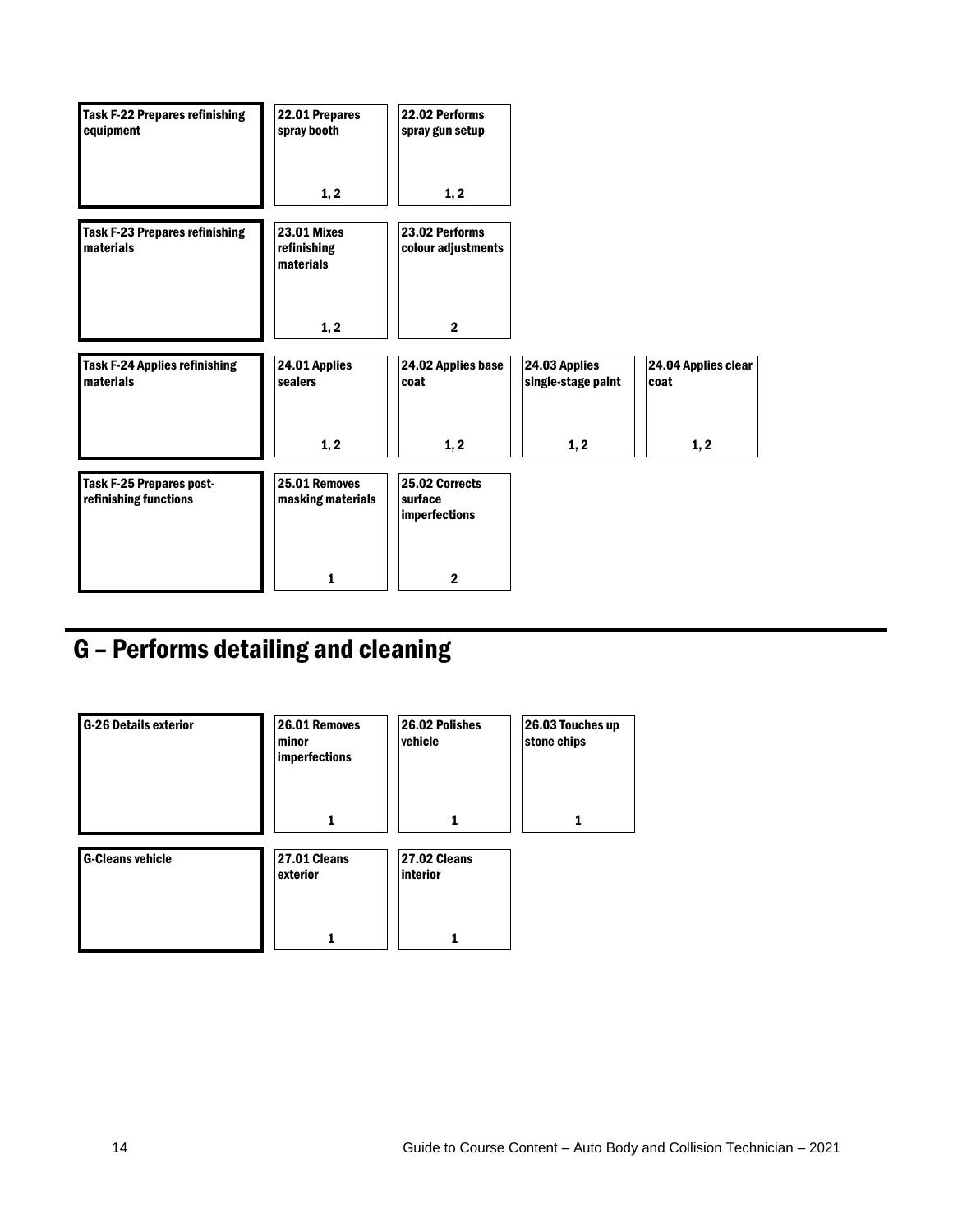| Task | | | | |
|---|---|---|---|---|
| **Task F-22 Prepares refinishing equipment** | **22.01 Prepares spray booth**<br><br>**1, 2** | **22.02 Performs spray gun setup**<br><br>**1, 2** | | |
| **Task F-23 Prepares refinishing materials** | **23.01 Mixes refinishing materials**<br><br>**1, 2** | **23.02 Performs colour adjustments**<br><br>**2** | | |
| **Task F-24 Applies refinishing materials** | **24.01 Applies sealers**<br><br>**1, 2** | **24.02 Applies base coat**<br><br>**1, 2** | **24.03 Applies single-stage paint**<br><br>**1, 2** | **24.04 Applies clear coat**<br><br>**1, 2** |
| **Task F-25 Prepares post-refinishing functions** | **25.01 Removes masking materials**<br><br>**1** | **25.02 Corrects surface imperfections**<br><br>**2** | | |

# G – Performs detailing and cleaning

| Task | | | |
|---|---|---|---|
| **G-26 Details exterior** | **26.01 Removes minor imperfections**<br><br>**1** | **26.02 Polishes vehicle**<br><br>**1** | **26.03 Touches up stone chips**<br><br>**1** |
| **G-Cleans vehicle** | **27.01 Cleans exterior**<br><br>**1** | **27.02 Cleans interior**<br><br>**1** | |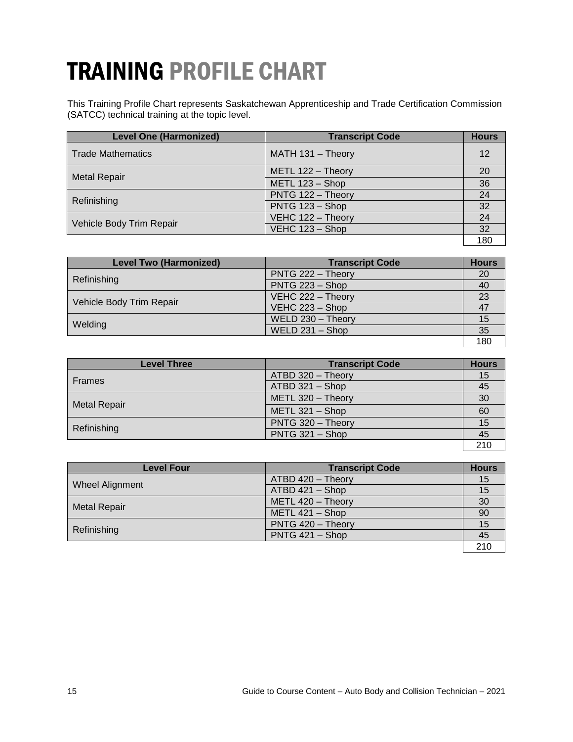# TRAINING PROFILE CHART

This Training Profile Chart represents Saskatchewan Apprenticeship and Trade Certification Commission (SATCC) technical training at the topic level.

| Level One (Harmonized) | Transcript Code | Hours |
|---|---|---|
| Trade Mathematics | MATH 131 – Theory | 12 |
| Metal Repair | METL 122 – Theory | 20 |
| | METL 123 – Shop | 36 |
| Refinishing | PNTG 122 – Theory | 24 |
| | PNTG 123 – Shop | 32 |
| Vehicle Body Trim Repair | VEHC 122 – Theory | 24 |
| | VEHC 123 – Shop | 32 |
| | | 180 |

| Level Two (Harmonized) | Transcript Code | Hours |
|---|---|---|
| Refinishing | PNTG 222 – Theory | 20 |
| | PNTG 223 – Shop | 40 |
| Vehicle Body Trim Repair | VEHC 222 – Theory | 23 |
| | VEHC 223 – Shop | 47 |
| Welding | WELD 230 – Theory | 15 |
| | WELD 231 – Shop | 35 |
| | | 180 |

| Level Three | Transcript Code | Hours |
|---|---|---|
| Frames | ATBD 320 – Theory | 15 |
| | ATBD 321 – Shop | 45 |
| Metal Repair | METL 320 – Theory | 30 |
| | METL 321 – Shop | 60 |
| Refinishing | PNTG 320 – Theory | 15 |
| | PNTG 321 – Shop | 45 |
| | | 210 |

| Level Four | Transcript Code | Hours |
|---|---|---|
| Wheel Alignment | ATBD 420 – Theory | 15 |
| | ATBD 421 – Shop | 15 |
| Metal Repair | METL 420 – Theory | 30 |
| | METL 421 – Shop | 90 |
| Refinishing | PNTG 420 – Theory | 15 |
| | PNTG 421 – Shop | 45 |
| | | 210 |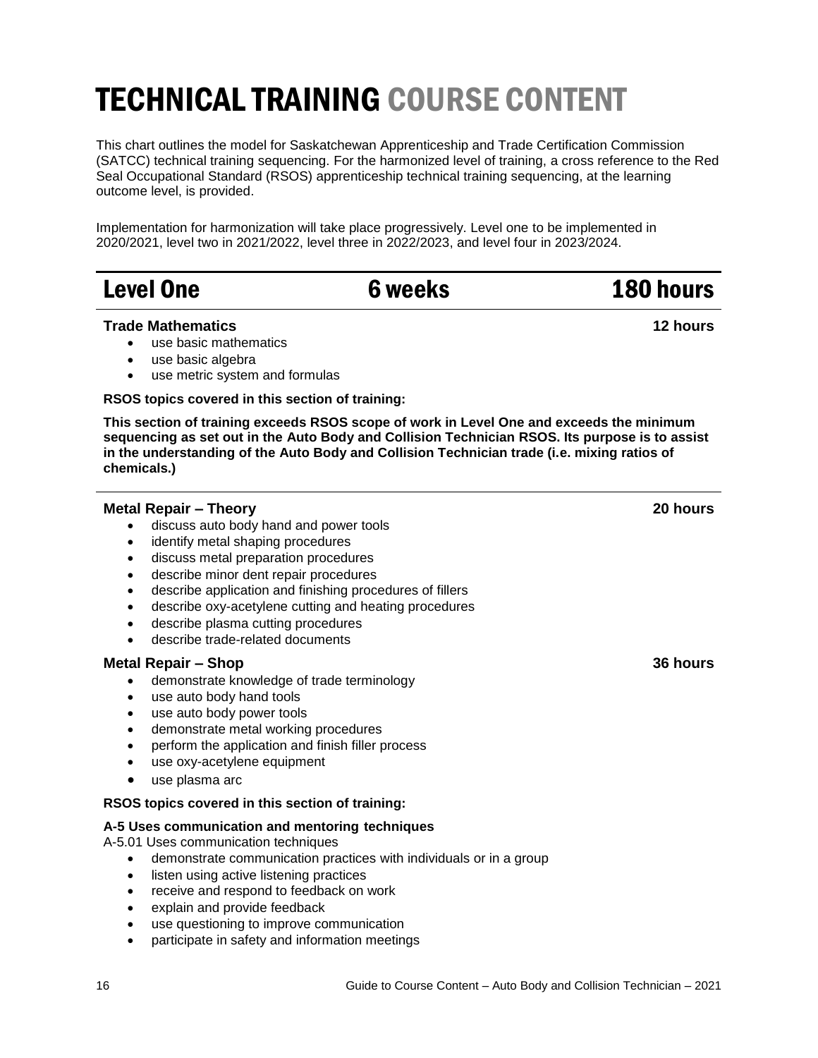# TECHNICAL TRAINING COURSE CONTENT

This chart outlines the model for Saskatchewan Apprenticeship and Trade Certification Commission (SATCC) technical training sequencing. For the harmonized level of training, a cross reference to the Red Seal Occupational Standard (RSOS) apprenticeship technical training sequencing, at the learning outcome level, is provided.

Implementation for harmonization will take place progressively. Level one to be implemented in 2020/2021, level two in 2021/2022, level three in 2022/2023, and level four in 2023/2024.

## Level One — 6 weeks — 180 hours

### Trade Mathematics — 12 hours

- use basic mathematics
- use basic algebra
- use metric system and formulas

**RSOS topics covered in this section of training:**

**This section of training exceeds RSOS scope of work in Level One and exceeds the minimum sequencing as set out in the Auto Body and Collision Technician RSOS. Its purpose is to assist in the understanding of the Auto Body and Collision Technician trade (i.e. mixing ratios of chemicals.)**

### Metal Repair – Theory — 20 hours

- discuss auto body hand and power tools
- identify metal shaping procedures
- discuss metal preparation procedures
- describe minor dent repair procedures
- describe application and finishing procedures of fillers
- describe oxy-acetylene cutting and heating procedures
- describe plasma cutting procedures
- describe trade-related documents

### Metal Repair – Shop — 36 hours

- demonstrate knowledge of trade terminology
- use auto body hand tools
- use auto body power tools
- demonstrate metal working procedures
- perform the application and finish filler process
- use oxy-acetylene equipment
- use plasma arc

**RSOS topics covered in this section of training:**

**A-5 Uses communication and mentoring techniques**

A-5.01 Uses communication techniques

- demonstrate communication practices with individuals or in a group
- listen using active listening practices
- receive and respond to feedback on work
- explain and provide feedback
- use questioning to improve communication
- participate in safety and information meetings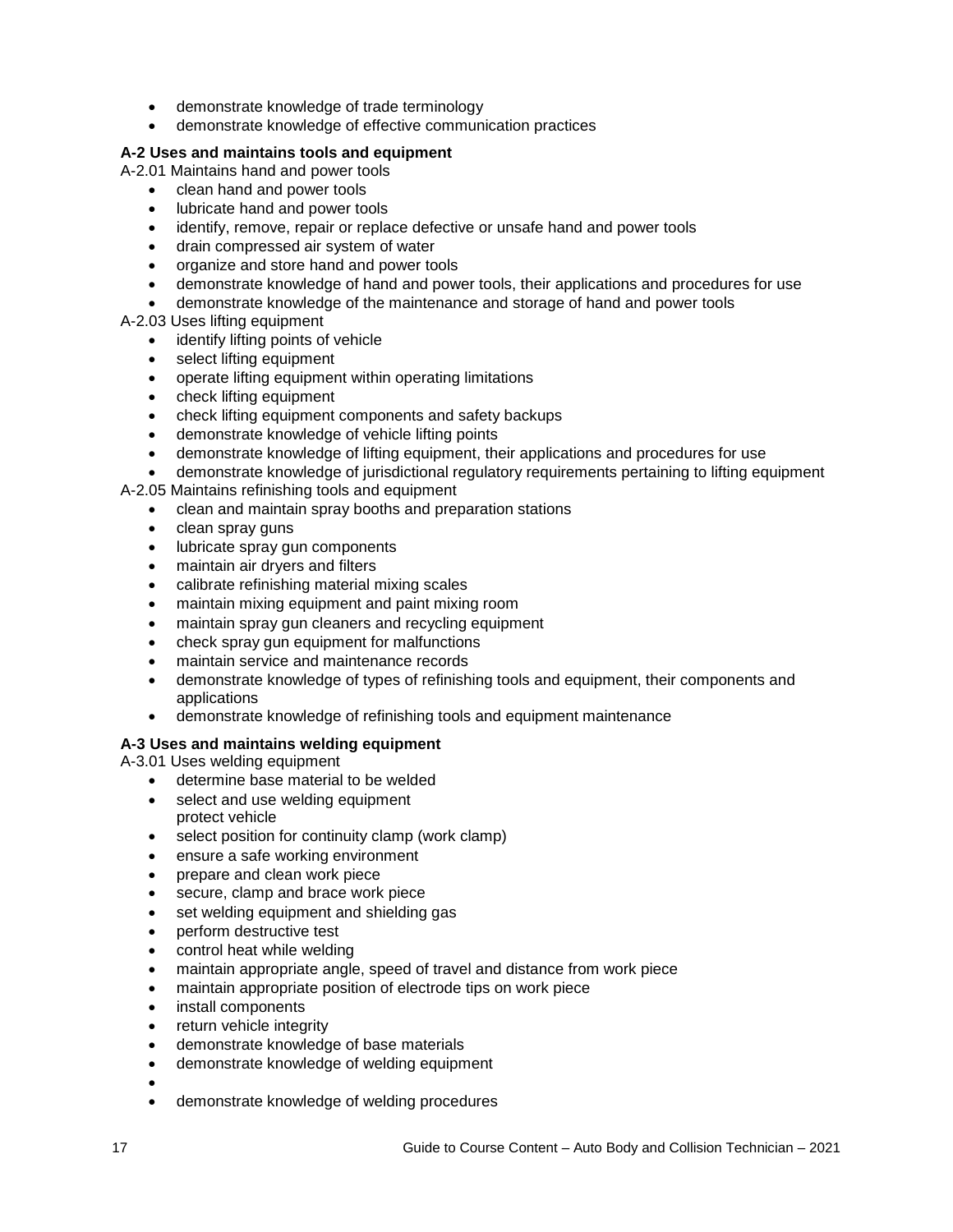- demonstrate knowledge of trade terminology
- demonstrate knowledge of effective communication practices

**A-2 Uses and maintains tools and equipment**

A-2.01 Maintains hand and power tools

- clean hand and power tools
- lubricate hand and power tools
- identify, remove, repair or replace defective or unsafe hand and power tools
- drain compressed air system of water
- organize and store hand and power tools
- demonstrate knowledge of hand and power tools, their applications and procedures for use
- demonstrate knowledge of the maintenance and storage of hand and power tools

A-2.03 Uses lifting equipment

- identify lifting points of vehicle
- select lifting equipment
- operate lifting equipment within operating limitations
- check lifting equipment
- check lifting equipment components and safety backups
- demonstrate knowledge of vehicle lifting points
- demonstrate knowledge of lifting equipment, their applications and procedures for use
- demonstrate knowledge of jurisdictional regulatory requirements pertaining to lifting equipment

A-2.05 Maintains refinishing tools and equipment

- clean and maintain spray booths and preparation stations
- clean spray guns
- lubricate spray gun components
- maintain air dryers and filters
- calibrate refinishing material mixing scales
- maintain mixing equipment and paint mixing room
- maintain spray gun cleaners and recycling equipment
- check spray gun equipment for malfunctions
- maintain service and maintenance records
- demonstrate knowledge of types of refinishing tools and equipment, their components and applications
- demonstrate knowledge of refinishing tools and equipment maintenance

**A-3 Uses and maintains welding equipment**

A-3.01 Uses welding equipment

- determine base material to be welded
- select and use welding equipment
  protect vehicle
- select position for continuity clamp (work clamp)
- ensure a safe working environment
- prepare and clean work piece
- secure, clamp and brace work piece
- set welding equipment and shielding gas
- perform destructive test
- control heat while welding
- maintain appropriate angle, speed of travel and distance from work piece
- maintain appropriate position of electrode tips on work piece
- install components
- return vehicle integrity
- demonstrate knowledge of base materials
- demonstrate knowledge of welding equipment
- 
- demonstrate knowledge of welding procedures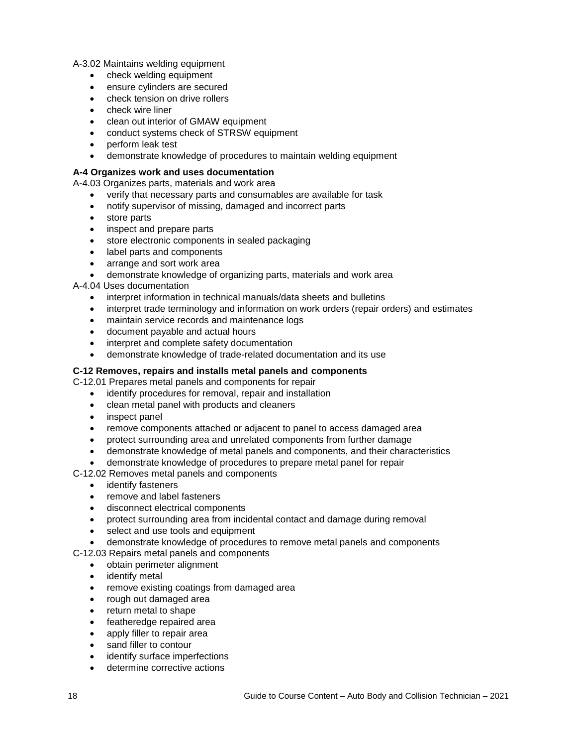A-3.02 Maintains welding equipment

- check welding equipment
- ensure cylinders are secured
- check tension on drive rollers
- check wire liner
- clean out interior of GMAW equipment
- conduct systems check of STRSW equipment
- perform leak test
- demonstrate knowledge of procedures to maintain welding equipment

**A-4 Organizes work and uses documentation**

A-4.03 Organizes parts, materials and work area

- verify that necessary parts and consumables are available for task
- notify supervisor of missing, damaged and incorrect parts
- store parts
- inspect and prepare parts
- store electronic components in sealed packaging
- label parts and components
- arrange and sort work area
- demonstrate knowledge of organizing parts, materials and work area

A-4.04 Uses documentation

- interpret information in technical manuals/data sheets and bulletins
- interpret trade terminology and information on work orders (repair orders) and estimates
- maintain service records and maintenance logs
- document payable and actual hours
- interpret and complete safety documentation
- demonstrate knowledge of trade-related documentation and its use

**C-12 Removes, repairs and installs metal panels and components**

C-12.01 Prepares metal panels and components for repair

- identify procedures for removal, repair and installation
- clean metal panel with products and cleaners
- inspect panel
- remove components attached or adjacent to panel to access damaged area
- protect surrounding area and unrelated components from further damage
- demonstrate knowledge of metal panels and components, and their characteristics
- demonstrate knowledge of procedures to prepare metal panel for repair

C-12.02 Removes metal panels and components

- identify fasteners
- remove and label fasteners
- disconnect electrical components
- protect surrounding area from incidental contact and damage during removal
- select and use tools and equipment
- demonstrate knowledge of procedures to remove metal panels and components

C-12.03 Repairs metal panels and components

- obtain perimeter alignment
- identify metal
- remove existing coatings from damaged area
- rough out damaged area
- return metal to shape
- featheredge repaired area
- apply filler to repair area
- sand filler to contour
- identify surface imperfections
- determine corrective actions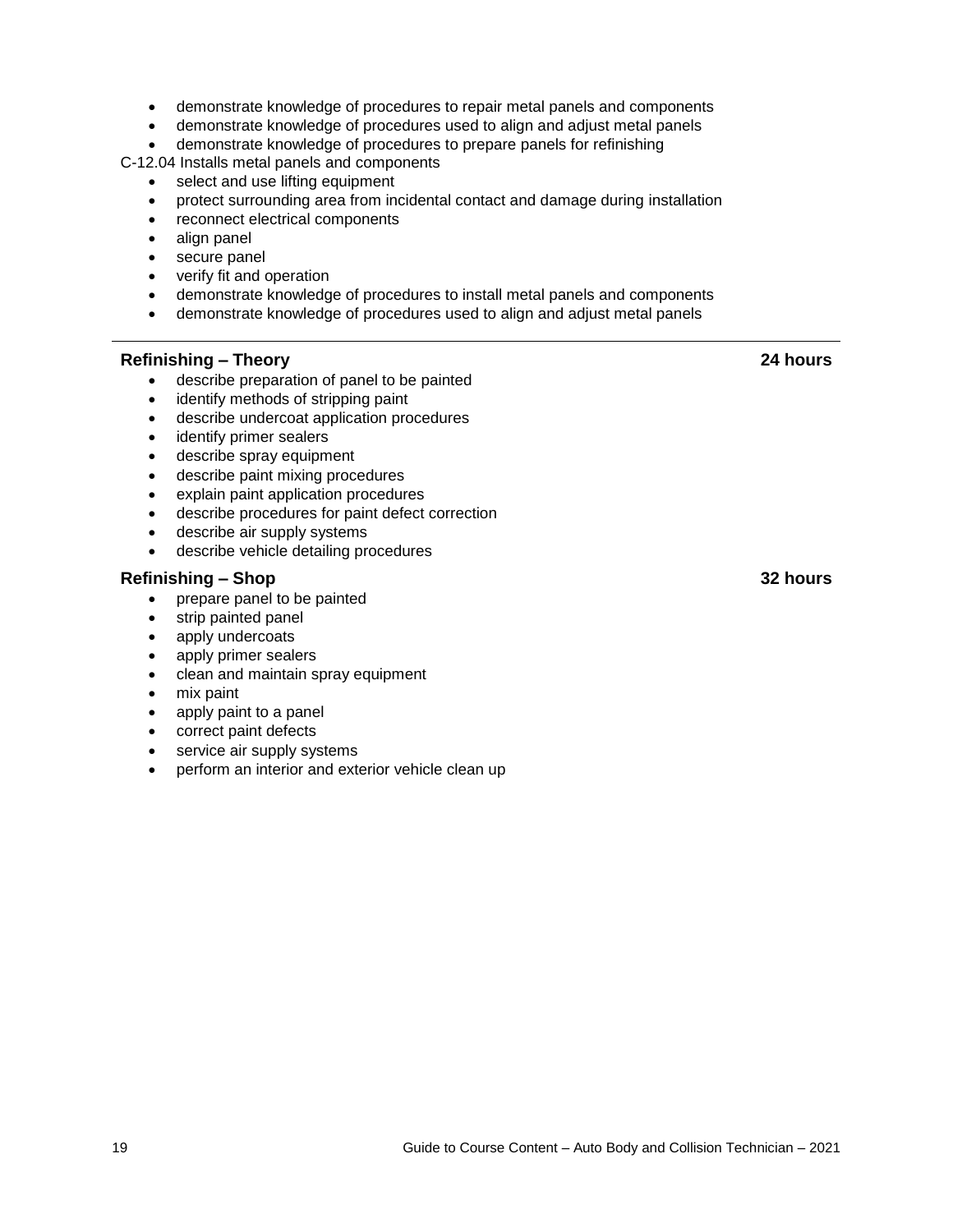- demonstrate knowledge of procedures to repair metal panels and components
- demonstrate knowledge of procedures used to align and adjust metal panels
- demonstrate knowledge of procedures to prepare panels for refinishing

C-12.04 Installs metal panels and components

- select and use lifting equipment
- protect surrounding area from incidental contact and damage during installation
- reconnect electrical components
- align panel
- secure panel
- verify fit and operation
- demonstrate knowledge of procedures to install metal panels and components
- demonstrate knowledge of procedures used to align and adjust metal panels

---

**Refinishing – Theory** **24 hours**

- describe preparation of panel to be painted
- identify methods of stripping paint
- describe undercoat application procedures
- identify primer sealers
- describe spray equipment
- describe paint mixing procedures
- explain paint application procedures
- describe procedures for paint defect correction
- describe air supply systems
- describe vehicle detailing procedures

**Refinishing – Shop** **32 hours**

- prepare panel to be painted
- strip painted panel
- apply undercoats
- apply primer sealers
- clean and maintain spray equipment
- mix paint
- apply paint to a panel
- correct paint defects
- service air supply systems
- perform an interior and exterior vehicle clean up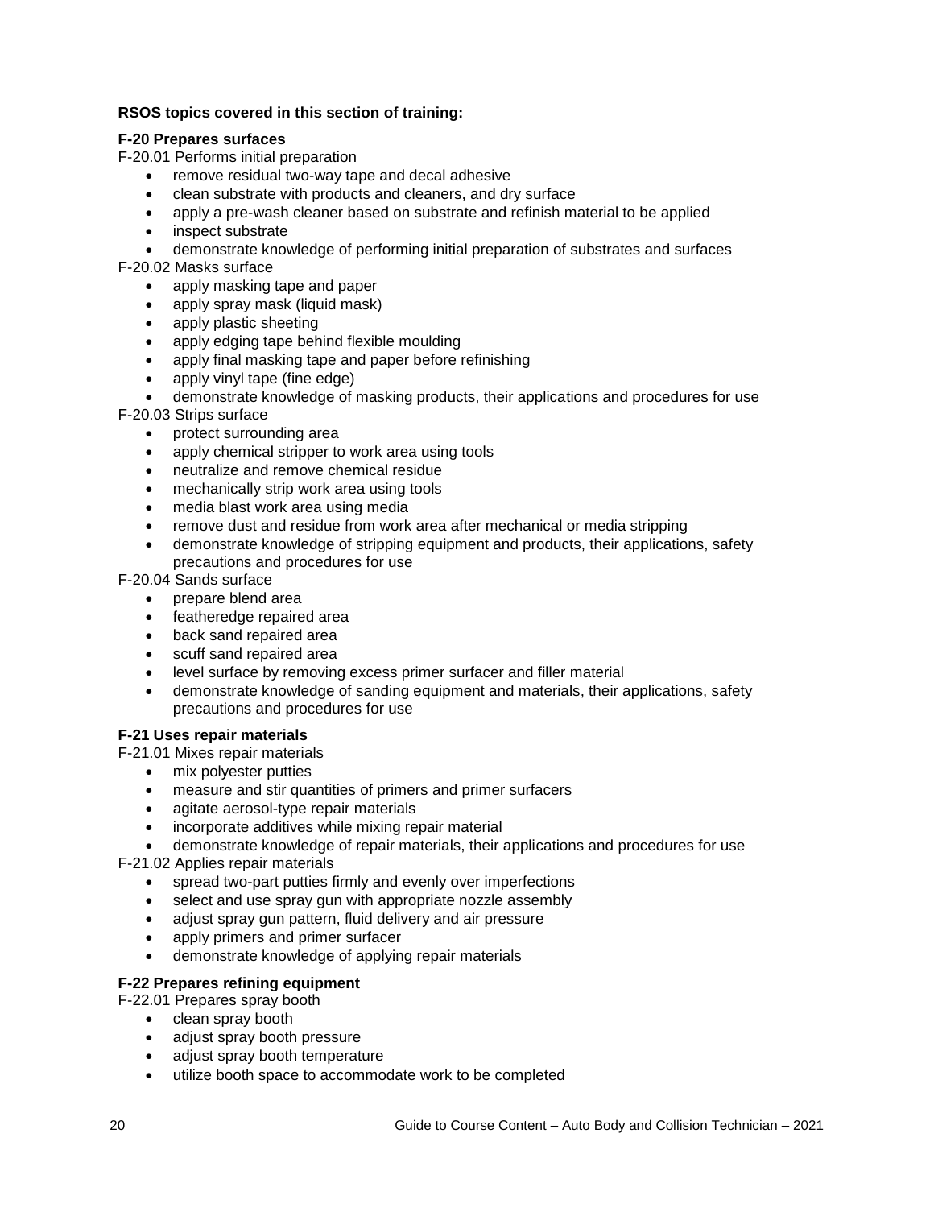**RSOS topics covered in this section of training:**

**F-20 Prepares surfaces**

F-20.01 Performs initial preparation

- remove residual two-way tape and decal adhesive
- clean substrate with products and cleaners, and dry surface
- apply a pre-wash cleaner based on substrate and refinish material to be applied
- inspect substrate
- demonstrate knowledge of performing initial preparation of substrates and surfaces

F-20.02 Masks surface

- apply masking tape and paper
- apply spray mask (liquid mask)
- apply plastic sheeting
- apply edging tape behind flexible moulding
- apply final masking tape and paper before refinishing
- apply vinyl tape (fine edge)
- demonstrate knowledge of masking products, their applications and procedures for use

F-20.03 Strips surface

- protect surrounding area
- apply chemical stripper to work area using tools
- neutralize and remove chemical residue
- mechanically strip work area using tools
- media blast work area using media
- remove dust and residue from work area after mechanical or media stripping
- demonstrate knowledge of stripping equipment and products, their applications, safety precautions and procedures for use

F-20.04 Sands surface

- prepare blend area
- featheredge repaired area
- back sand repaired area
- scuff sand repaired area
- level surface by removing excess primer surfacer and filler material
- demonstrate knowledge of sanding equipment and materials, their applications, safety precautions and procedures for use

**F-21 Uses repair materials**

F-21.01 Mixes repair materials

- mix polyester putties
- measure and stir quantities of primers and primer surfacers
- agitate aerosol-type repair materials
- incorporate additives while mixing repair material
- demonstrate knowledge of repair materials, their applications and procedures for use

F-21.02 Applies repair materials

- spread two-part putties firmly and evenly over imperfections
- select and use spray gun with appropriate nozzle assembly
- adjust spray gun pattern, fluid delivery and air pressure
- apply primers and primer surfacer
- demonstrate knowledge of applying repair materials

**F-22 Prepares refining equipment**

F-22.01 Prepares spray booth

- clean spray booth
- adjust spray booth pressure
- adjust spray booth temperature
- utilize booth space to accommodate work to be completed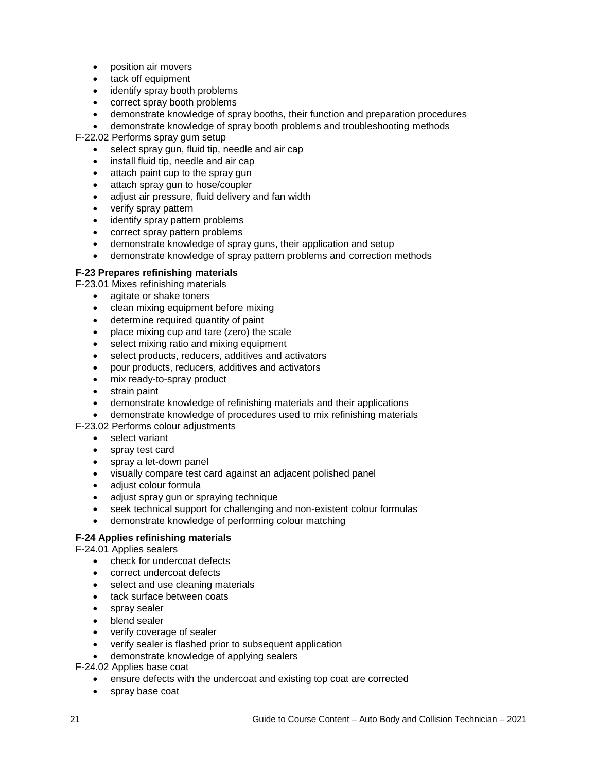- position air movers
- tack off equipment
- identify spray booth problems
- correct spray booth problems
- demonstrate knowledge of spray booths, their function and preparation procedures
- demonstrate knowledge of spray booth problems and troubleshooting methods

F-22.02 Performs spray gum setup

- select spray gun, fluid tip, needle and air cap
- install fluid tip, needle and air cap
- attach paint cup to the spray gun
- attach spray gun to hose/coupler
- adjust air pressure, fluid delivery and fan width
- verify spray pattern
- identify spray pattern problems
- correct spray pattern problems
- demonstrate knowledge of spray guns, their application and setup
- demonstrate knowledge of spray pattern problems and correction methods

**F-23 Prepares refinishing materials**

F-23.01 Mixes refinishing materials

- agitate or shake toners
- clean mixing equipment before mixing
- determine required quantity of paint
- place mixing cup and tare (zero) the scale
- select mixing ratio and mixing equipment
- select products, reducers, additives and activators
- pour products, reducers, additives and activators
- mix ready-to-spray product
- strain paint
- demonstrate knowledge of refinishing materials and their applications
- demonstrate knowledge of procedures used to mix refinishing materials

F-23.02 Performs colour adjustments

- select variant
- spray test card
- spray a let-down panel
- visually compare test card against an adjacent polished panel
- adjust colour formula
- adjust spray gun or spraying technique
- seek technical support for challenging and non-existent colour formulas
- demonstrate knowledge of performing colour matching

**F-24 Applies refinishing materials**

F-24.01 Applies sealers

- check for undercoat defects
- correct undercoat defects
- select and use cleaning materials
- tack surface between coats
- spray sealer
- blend sealer
- verify coverage of sealer
- verify sealer is flashed prior to subsequent application
- demonstrate knowledge of applying sealers

F-24.02 Applies base coat

- ensure defects with the undercoat and existing top coat are corrected
- spray base coat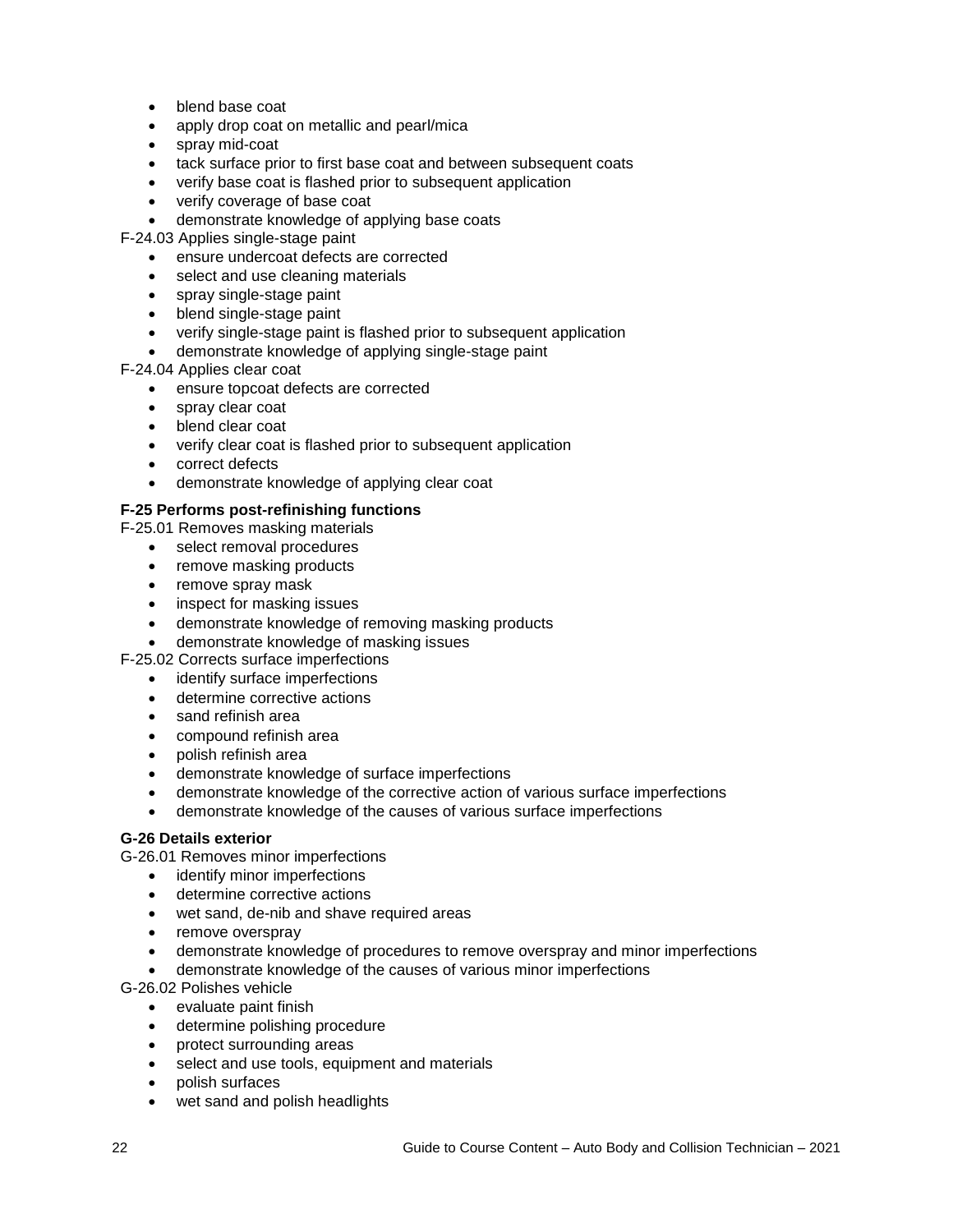- blend base coat
- apply drop coat on metallic and pearl/mica
- spray mid-coat
- tack surface prior to first base coat and between subsequent coats
- verify base coat is flashed prior to subsequent application
- verify coverage of base coat
- demonstrate knowledge of applying base coats

F-24.03 Applies single-stage paint

- ensure undercoat defects are corrected
- select and use cleaning materials
- spray single-stage paint
- blend single-stage paint
- verify single-stage paint is flashed prior to subsequent application
- demonstrate knowledge of applying single-stage paint

F-24.04 Applies clear coat

- ensure topcoat defects are corrected
- spray clear coat
- blend clear coat
- verify clear coat is flashed prior to subsequent application
- correct defects
- demonstrate knowledge of applying clear coat

**F-25 Performs post-refinishing functions**

F-25.01 Removes masking materials

- select removal procedures
- remove masking products
- remove spray mask
- inspect for masking issues
- demonstrate knowledge of removing masking products
- demonstrate knowledge of masking issues

F-25.02 Corrects surface imperfections

- identify surface imperfections
- determine corrective actions
- sand refinish area
- compound refinish area
- polish refinish area
- demonstrate knowledge of surface imperfections
- demonstrate knowledge of the corrective action of various surface imperfections
- demonstrate knowledge of the causes of various surface imperfections

**G-26 Details exterior**

G-26.01 Removes minor imperfections

- identify minor imperfections
- determine corrective actions
- wet sand, de-nib and shave required areas
- remove overspray
- demonstrate knowledge of procedures to remove overspray and minor imperfections
- demonstrate knowledge of the causes of various minor imperfections

G-26.02 Polishes vehicle

- evaluate paint finish
- determine polishing procedure
- protect surrounding areas
- select and use tools, equipment and materials
- polish surfaces
- wet sand and polish headlights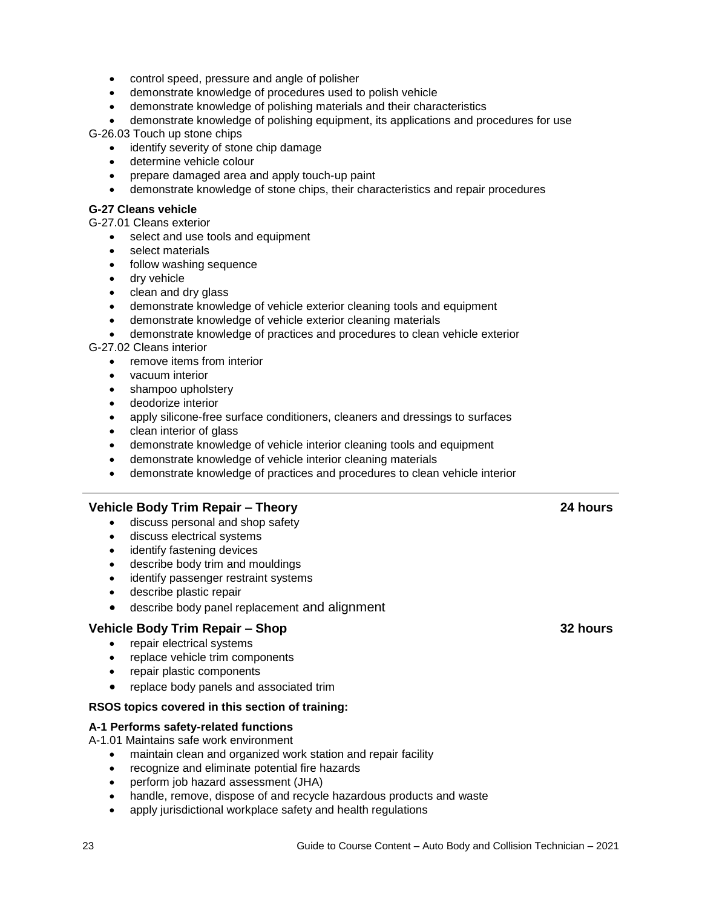- control speed, pressure and angle of polisher
- demonstrate knowledge of procedures used to polish vehicle
- demonstrate knowledge of polishing materials and their characteristics
- demonstrate knowledge of polishing equipment, its applications and procedures for use

G-26.03 Touch up stone chips

- identify severity of stone chip damage
- determine vehicle colour
- prepare damaged area and apply touch-up paint
- demonstrate knowledge of stone chips, their characteristics and repair procedures

**G-27 Cleans vehicle**

G-27.01 Cleans exterior

- select and use tools and equipment
- select materials
- follow washing sequence
- dry vehicle
- clean and dry glass
- demonstrate knowledge of vehicle exterior cleaning tools and equipment
- demonstrate knowledge of vehicle exterior cleaning materials
- demonstrate knowledge of practices and procedures to clean vehicle exterior

G-27.02 Cleans interior

- remove items from interior
- vacuum interior
- shampoo upholstery
- deodorize interior
- apply silicone-free surface conditioners, cleaners and dressings to surfaces
- clean interior of glass
- demonstrate knowledge of vehicle interior cleaning tools and equipment
- demonstrate knowledge of vehicle interior cleaning materials
- demonstrate knowledge of practices and procedures to clean vehicle interior

---

### Vehicle Body Trim Repair – Theory — 24 hours

- discuss personal and shop safety
- discuss electrical systems
- identify fastening devices
- describe body trim and mouldings
- identify passenger restraint systems
- describe plastic repair
- describe body panel replacement and alignment

### Vehicle Body Trim Repair – Shop — 32 hours

- repair electrical systems
- replace vehicle trim components
- repair plastic components
- replace body panels and associated trim

**RSOS topics covered in this section of training:**

**A-1 Performs safety-related functions**

A-1.01 Maintains safe work environment

- maintain clean and organized work station and repair facility
- recognize and eliminate potential fire hazards
- perform job hazard assessment (JHA)
- handle, remove, dispose of and recycle hazardous products and waste
- apply jurisdictional workplace safety and health regulations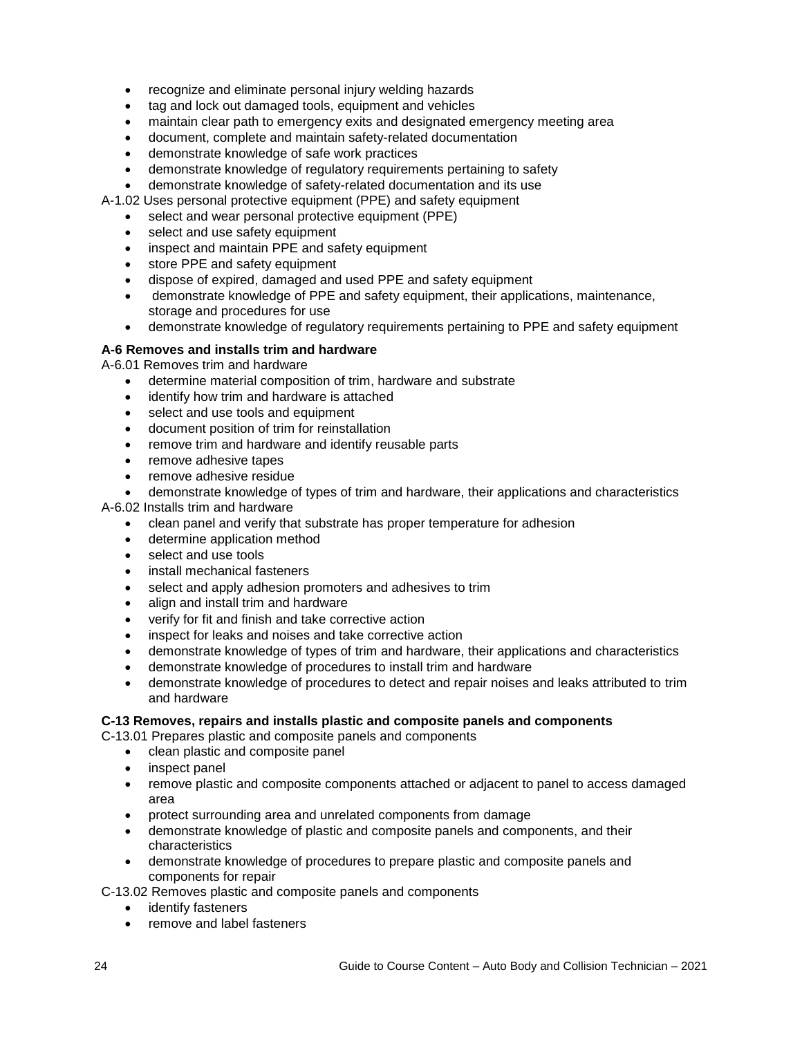- recognize and eliminate personal injury welding hazards
- tag and lock out damaged tools, equipment and vehicles
- maintain clear path to emergency exits and designated emergency meeting area
- document, complete and maintain safety-related documentation
- demonstrate knowledge of safe work practices
- demonstrate knowledge of regulatory requirements pertaining to safety
- demonstrate knowledge of safety-related documentation and its use

A-1.02 Uses personal protective equipment (PPE) and safety equipment

- select and wear personal protective equipment (PPE)
- select and use safety equipment
- inspect and maintain PPE and safety equipment
- store PPE and safety equipment
- dispose of expired, damaged and used PPE and safety equipment
- demonstrate knowledge of PPE and safety equipment, their applications, maintenance, storage and procedures for use
- demonstrate knowledge of regulatory requirements pertaining to PPE and safety equipment

**A-6 Removes and installs trim and hardware**

A-6.01 Removes trim and hardware

- determine material composition of trim, hardware and substrate
- identify how trim and hardware is attached
- select and use tools and equipment
- document position of trim for reinstallation
- remove trim and hardware and identify reusable parts
- remove adhesive tapes
- remove adhesive residue
- demonstrate knowledge of types of trim and hardware, their applications and characteristics

A-6.02 Installs trim and hardware

- clean panel and verify that substrate has proper temperature for adhesion
- determine application method
- select and use tools
- install mechanical fasteners
- select and apply adhesion promoters and adhesives to trim
- align and install trim and hardware
- verify for fit and finish and take corrective action
- inspect for leaks and noises and take corrective action
- demonstrate knowledge of types of trim and hardware, their applications and characteristics
- demonstrate knowledge of procedures to install trim and hardware
- demonstrate knowledge of procedures to detect and repair noises and leaks attributed to trim and hardware

**C-13 Removes, repairs and installs plastic and composite panels and components**

C-13.01 Prepares plastic and composite panels and components

- clean plastic and composite panel
- inspect panel
- remove plastic and composite components attached or adjacent to panel to access damaged area
- protect surrounding area and unrelated components from damage
- demonstrate knowledge of plastic and composite panels and components, and their characteristics
- demonstrate knowledge of procedures to prepare plastic and composite panels and components for repair

C-13.02 Removes plastic and composite panels and components

- identify fasteners
- remove and label fasteners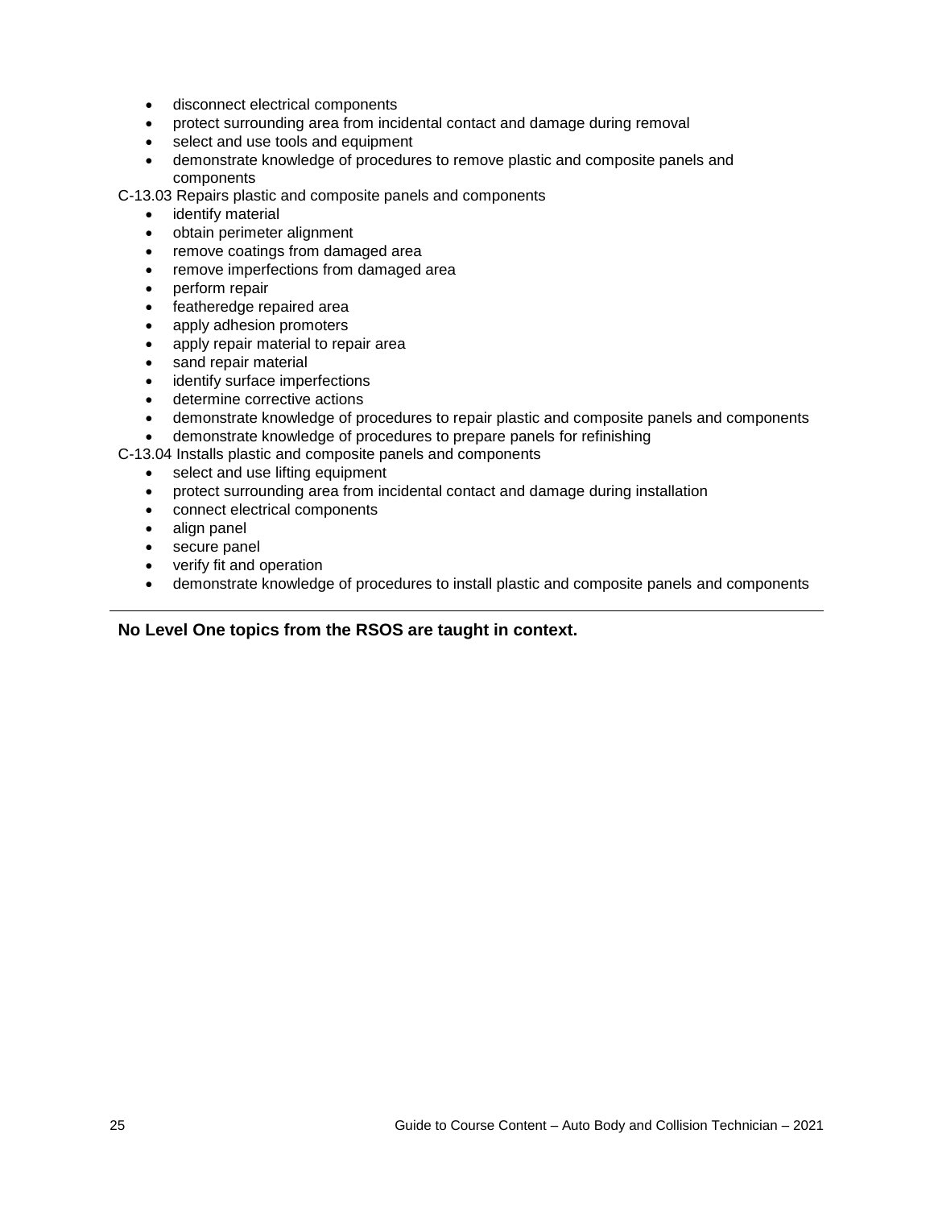- disconnect electrical components
- protect surrounding area from incidental contact and damage during removal
- select and use tools and equipment
- demonstrate knowledge of procedures to remove plastic and composite panels and components

C-13.03 Repairs plastic and composite panels and components

- identify material
- obtain perimeter alignment
- remove coatings from damaged area
- remove imperfections from damaged area
- perform repair
- featheredge repaired area
- apply adhesion promoters
- apply repair material to repair area
- sand repair material
- identify surface imperfections
- determine corrective actions
- demonstrate knowledge of procedures to repair plastic and composite panels and components
- demonstrate knowledge of procedures to prepare panels for refinishing

C-13.04 Installs plastic and composite panels and components

- select and use lifting equipment
- protect surrounding area from incidental contact and damage during installation
- connect electrical components
- align panel
- secure panel
- verify fit and operation
- demonstrate knowledge of procedures to install plastic and composite panels and components

---

**No Level One topics from the RSOS are taught in context.**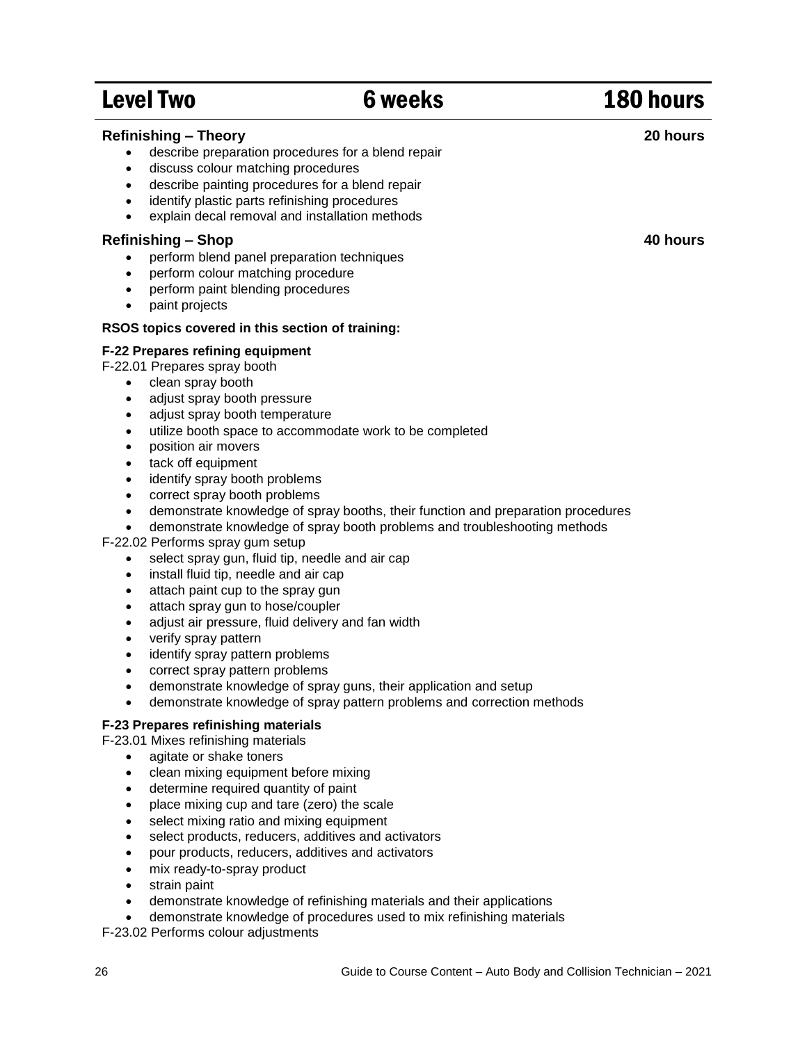## Level Two — 6 weeks — 180 hours

### Refinishing – Theory — 20 hours

- describe preparation procedures for a blend repair
- discuss colour matching procedures
- describe painting procedures for a blend repair
- identify plastic parts refinishing procedures
- explain decal removal and installation methods

### Refinishing – Shop — 40 hours

- perform blend panel preparation techniques
- perform colour matching procedure
- perform paint blending procedures
- paint projects

**RSOS topics covered in this section of training:**

**F-22 Prepares refining equipment**

F-22.01 Prepares spray booth

- clean spray booth
- adjust spray booth pressure
- adjust spray booth temperature
- utilize booth space to accommodate work to be completed
- position air movers
- tack off equipment
- identify spray booth problems
- correct spray booth problems
- demonstrate knowledge of spray booths, their function and preparation procedures
- demonstrate knowledge of spray booth problems and troubleshooting methods

F-22.02 Performs spray gum setup

- select spray gun, fluid tip, needle and air cap
- install fluid tip, needle and air cap
- attach paint cup to the spray gun
- attach spray gun to hose/coupler
- adjust air pressure, fluid delivery and fan width
- verify spray pattern
- identify spray pattern problems
- correct spray pattern problems
- demonstrate knowledge of spray guns, their application and setup
- demonstrate knowledge of spray pattern problems and correction methods

**F-23 Prepares refinishing materials**

F-23.01 Mixes refinishing materials

- agitate or shake toners
- clean mixing equipment before mixing
- determine required quantity of paint
- place mixing cup and tare (zero) the scale
- select mixing ratio and mixing equipment
- select products, reducers, additives and activators
- pour products, reducers, additives and activators
- mix ready-to-spray product
- strain paint
- demonstrate knowledge of refinishing materials and their applications
- demonstrate knowledge of procedures used to mix refinishing materials

F-23.02 Performs colour adjustments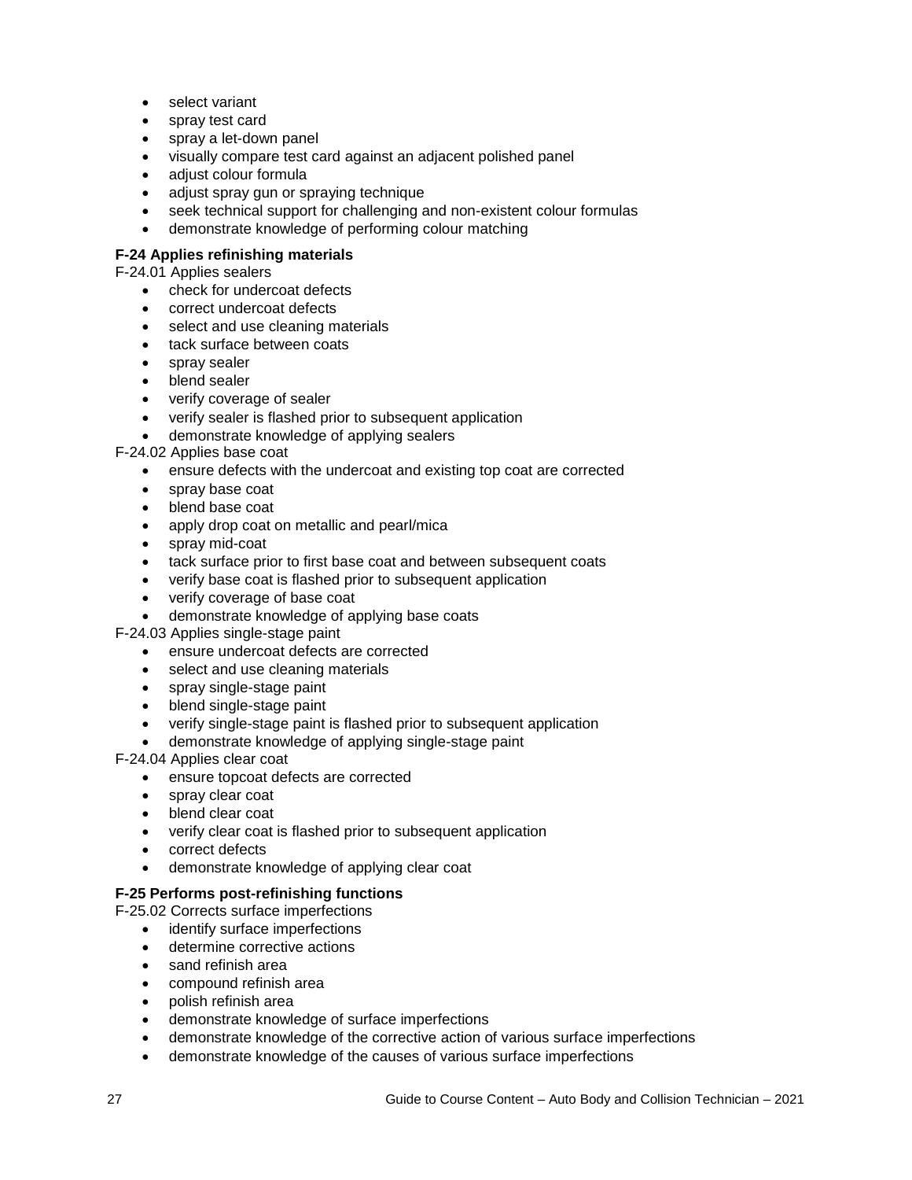- select variant
- spray test card
- spray a let-down panel
- visually compare test card against an adjacent polished panel
- adjust colour formula
- adjust spray gun or spraying technique
- seek technical support for challenging and non-existent colour formulas
- demonstrate knowledge of performing colour matching

**F-24 Applies refinishing materials**

F-24.01 Applies sealers

- check for undercoat defects
- correct undercoat defects
- select and use cleaning materials
- tack surface between coats
- spray sealer
- blend sealer
- verify coverage of sealer
- verify sealer is flashed prior to subsequent application
- demonstrate knowledge of applying sealers

F-24.02 Applies base coat

- ensure defects with the undercoat and existing top coat are corrected
- spray base coat
- blend base coat
- apply drop coat on metallic and pearl/mica
- spray mid-coat
- tack surface prior to first base coat and between subsequent coats
- verify base coat is flashed prior to subsequent application
- verify coverage of base coat
- demonstrate knowledge of applying base coats

F-24.03 Applies single-stage paint

- ensure undercoat defects are corrected
- select and use cleaning materials
- spray single-stage paint
- blend single-stage paint
- verify single-stage paint is flashed prior to subsequent application
- demonstrate knowledge of applying single-stage paint

F-24.04 Applies clear coat

- ensure topcoat defects are corrected
- spray clear coat
- blend clear coat
- verify clear coat is flashed prior to subsequent application
- correct defects
- demonstrate knowledge of applying clear coat

**F-25 Performs post-refinishing functions**

F-25.02 Corrects surface imperfections

- identify surface imperfections
- determine corrective actions
- sand refinish area
- compound refinish area
- polish refinish area
- demonstrate knowledge of surface imperfections
- demonstrate knowledge of the corrective action of various surface imperfections
- demonstrate knowledge of the causes of various surface imperfections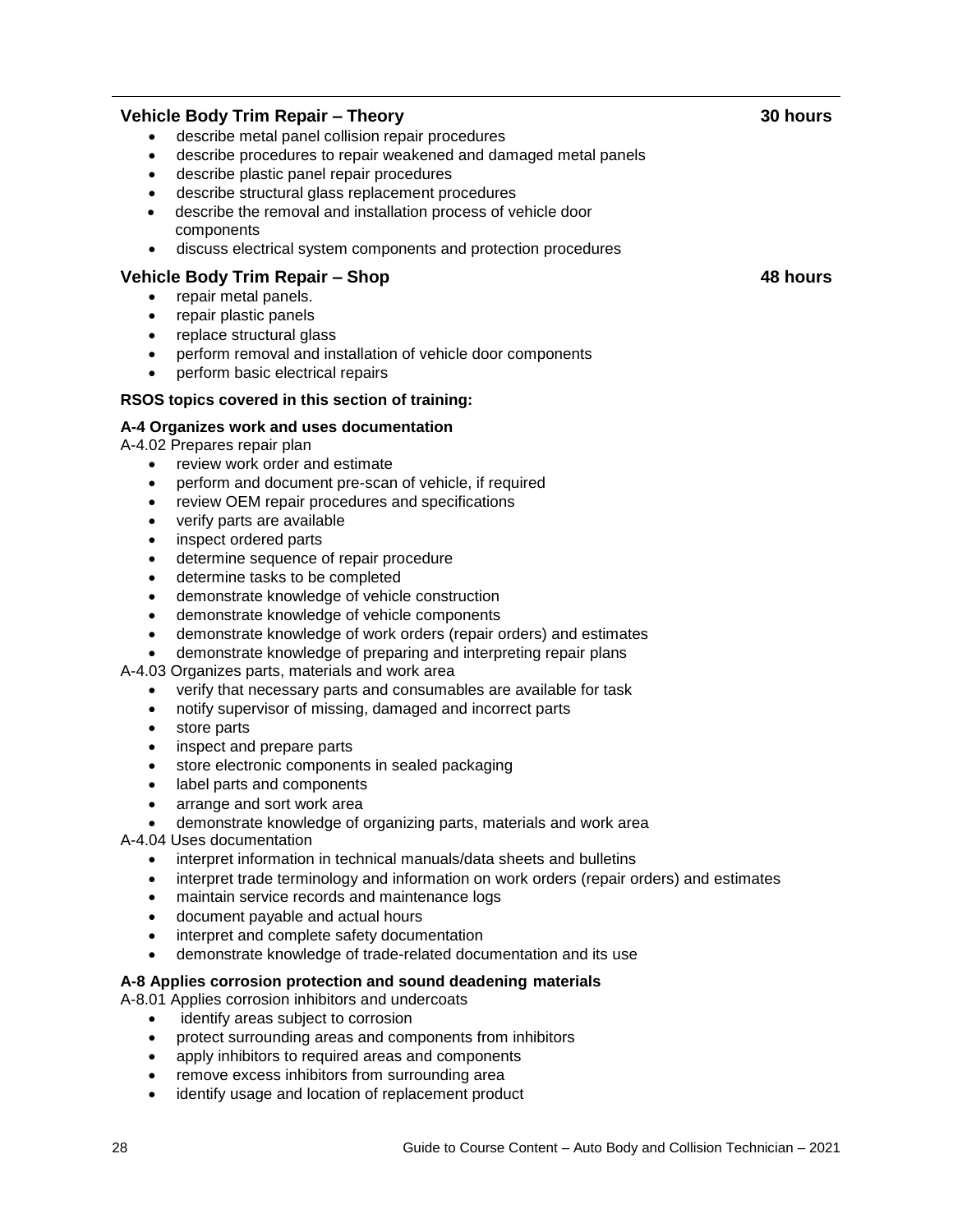### Vehicle Body Trim Repair – Theory **30 hours**

- describe metal panel collision repair procedures
- describe procedures to repair weakened and damaged metal panels
- describe plastic panel repair procedures
- describe structural glass replacement procedures
- describe the removal and installation process of vehicle door components
- discuss electrical system components and protection procedures

### Vehicle Body Trim Repair – Shop **48 hours**

- repair metal panels.
- repair plastic panels
- replace structural glass
- perform removal and installation of vehicle door components
- perform basic electrical repairs

**RSOS topics covered in this section of training:**

**A-4 Organizes work and uses documentation**

A-4.02 Prepares repair plan

- review work order and estimate
- perform and document pre-scan of vehicle, if required
- review OEM repair procedures and specifications
- verify parts are available
- inspect ordered parts
- determine sequence of repair procedure
- determine tasks to be completed
- demonstrate knowledge of vehicle construction
- demonstrate knowledge of vehicle components
- demonstrate knowledge of work orders (repair orders) and estimates
- demonstrate knowledge of preparing and interpreting repair plans

A-4.03 Organizes parts, materials and work area

- verify that necessary parts and consumables are available for task
- notify supervisor of missing, damaged and incorrect parts
- store parts
- inspect and prepare parts
- store electronic components in sealed packaging
- label parts and components
- arrange and sort work area
- demonstrate knowledge of organizing parts, materials and work area

A-4.04 Uses documentation

- interpret information in technical manuals/data sheets and bulletins
- interpret trade terminology and information on work orders (repair orders) and estimates
- maintain service records and maintenance logs
- document payable and actual hours
- interpret and complete safety documentation
- demonstrate knowledge of trade-related documentation and its use

**A-8 Applies corrosion protection and sound deadening materials**

A-8.01 Applies corrosion inhibitors and undercoats

- identify areas subject to corrosion
- protect surrounding areas and components from inhibitors
- apply inhibitors to required areas and components
- remove excess inhibitors from surrounding area
- identify usage and location of replacement product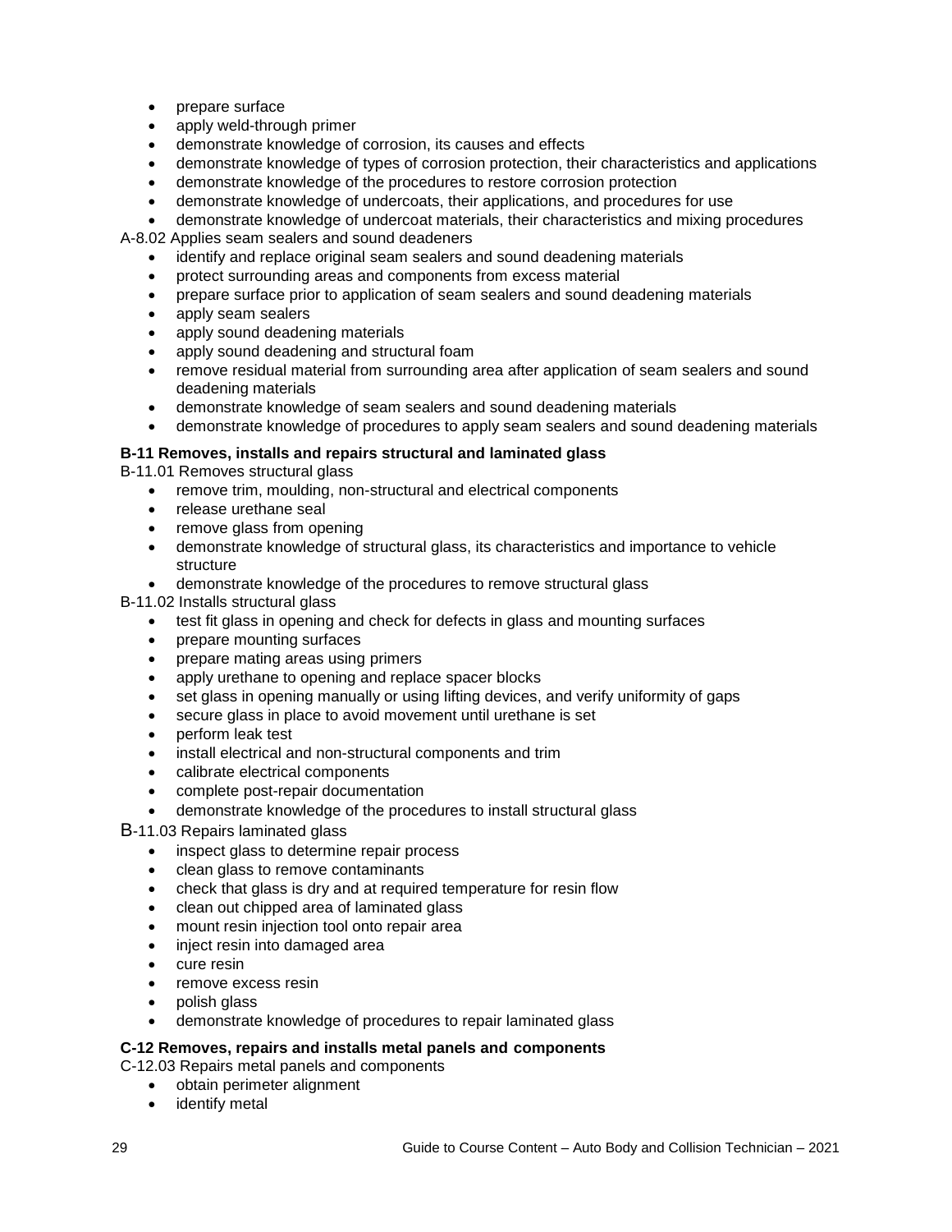- prepare surface
- apply weld-through primer
- demonstrate knowledge of corrosion, its causes and effects
- demonstrate knowledge of types of corrosion protection, their characteristics and applications
- demonstrate knowledge of the procedures to restore corrosion protection
- demonstrate knowledge of undercoats, their applications, and procedures for use
- demonstrate knowledge of undercoat materials, their characteristics and mixing procedures

A-8.02 Applies seam sealers and sound deadeners

- identify and replace original seam sealers and sound deadening materials
- protect surrounding areas and components from excess material
- prepare surface prior to application of seam sealers and sound deadening materials
- apply seam sealers
- apply sound deadening materials
- apply sound deadening and structural foam
- remove residual material from surrounding area after application of seam sealers and sound deadening materials
- demonstrate knowledge of seam sealers and sound deadening materials
- demonstrate knowledge of procedures to apply seam sealers and sound deadening materials

**B-11 Removes, installs and repairs structural and laminated glass**

B-11.01 Removes structural glass

- remove trim, moulding, non-structural and electrical components
- release urethane seal
- remove glass from opening
- demonstrate knowledge of structural glass, its characteristics and importance to vehicle structure
- demonstrate knowledge of the procedures to remove structural glass

B-11.02 Installs structural glass

- test fit glass in opening and check for defects in glass and mounting surfaces
- prepare mounting surfaces
- prepare mating areas using primers
- apply urethane to opening and replace spacer blocks
- set glass in opening manually or using lifting devices, and verify uniformity of gaps
- secure glass in place to avoid movement until urethane is set
- perform leak test
- install electrical and non-structural components and trim
- calibrate electrical components
- complete post-repair documentation
- demonstrate knowledge of the procedures to install structural glass

B-11.03 Repairs laminated glass

- inspect glass to determine repair process
- clean glass to remove contaminants
- check that glass is dry and at required temperature for resin flow
- clean out chipped area of laminated glass
- mount resin injection tool onto repair area
- inject resin into damaged area
- cure resin
- remove excess resin
- polish glass
- demonstrate knowledge of procedures to repair laminated glass

**C-12 Removes, repairs and installs metal panels and components**

C-12.03 Repairs metal panels and components

- obtain perimeter alignment
- identify metal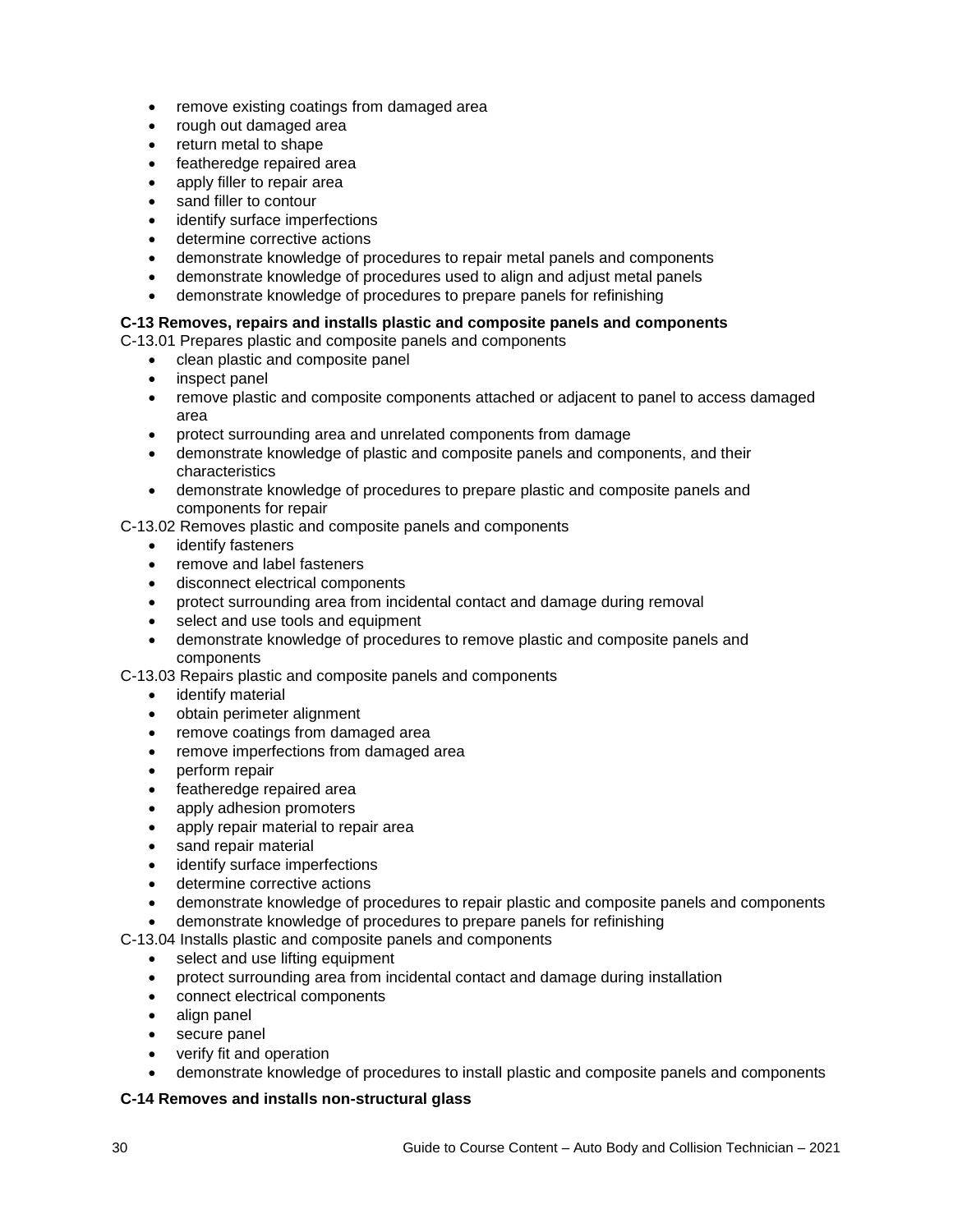- remove existing coatings from damaged area
- rough out damaged area
- return metal to shape
- featheredge repaired area
- apply filler to repair area
- sand filler to contour
- identify surface imperfections
- determine corrective actions
- demonstrate knowledge of procedures to repair metal panels and components
- demonstrate knowledge of procedures used to align and adjust metal panels
- demonstrate knowledge of procedures to prepare panels for refinishing

**C-13 Removes, repairs and installs plastic and composite panels and components**

C-13.01 Prepares plastic and composite panels and components

- clean plastic and composite panel
- inspect panel
- remove plastic and composite components attached or adjacent to panel to access damaged area
- protect surrounding area and unrelated components from damage
- demonstrate knowledge of plastic and composite panels and components, and their characteristics
- demonstrate knowledge of procedures to prepare plastic and composite panels and components for repair

C-13.02 Removes plastic and composite panels and components

- identify fasteners
- remove and label fasteners
- disconnect electrical components
- protect surrounding area from incidental contact and damage during removal
- select and use tools and equipment
- demonstrate knowledge of procedures to remove plastic and composite panels and components

C-13.03 Repairs plastic and composite panels and components

- identify material
- obtain perimeter alignment
- remove coatings from damaged area
- remove imperfections from damaged area
- perform repair
- featheredge repaired area
- apply adhesion promoters
- apply repair material to repair area
- sand repair material
- identify surface imperfections
- determine corrective actions
- demonstrate knowledge of procedures to repair plastic and composite panels and components
- demonstrate knowledge of procedures to prepare panels for refinishing

C-13.04 Installs plastic and composite panels and components

- select and use lifting equipment
- protect surrounding area from incidental contact and damage during installation
- connect electrical components
- align panel
- secure panel
- verify fit and operation
- demonstrate knowledge of procedures to install plastic and composite panels and components

**C-14 Removes and installs non-structural glass**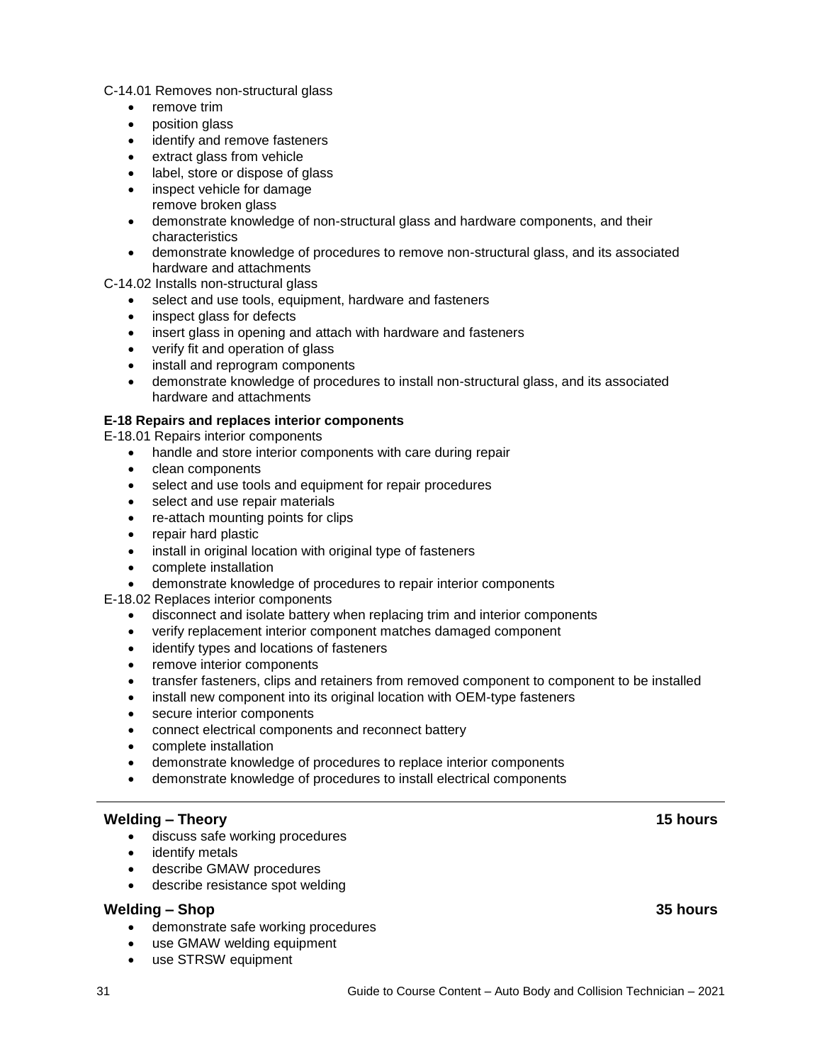C-14.01 Removes non-structural glass

- remove trim
- position glass
- identify and remove fasteners
- extract glass from vehicle
- label, store or dispose of glass
- inspect vehicle for damage
  remove broken glass
- demonstrate knowledge of non-structural glass and hardware components, and their characteristics
- demonstrate knowledge of procedures to remove non-structural glass, and its associated hardware and attachments

C-14.02 Installs non-structural glass

- select and use tools, equipment, hardware and fasteners
- inspect glass for defects
- insert glass in opening and attach with hardware and fasteners
- verify fit and operation of glass
- install and reprogram components
- demonstrate knowledge of procedures to install non-structural glass, and its associated hardware and attachments

**E-18 Repairs and replaces interior components**

E-18.01 Repairs interior components

- handle and store interior components with care during repair
- clean components
- select and use tools and equipment for repair procedures
- select and use repair materials
- re-attach mounting points for clips
- repair hard plastic
- install in original location with original type of fasteners
- complete installation
- demonstrate knowledge of procedures to repair interior components

E-18.02 Replaces interior components

- disconnect and isolate battery when replacing trim and interior components
- verify replacement interior component matches damaged component
- identify types and locations of fasteners
- remove interior components
- transfer fasteners, clips and retainers from removed component to component to be installed
- install new component into its original location with OEM-type fasteners
- secure interior components
- connect electrical components and reconnect battery
- complete installation
- demonstrate knowledge of procedures to replace interior components
- demonstrate knowledge of procedures to install electrical components

---

**Welding – Theory** **15 hours**

- discuss safe working procedures
- identify metals
- describe GMAW procedures
- describe resistance spot welding

**Welding – Shop** **35 hours**

- demonstrate safe working procedures
- use GMAW welding equipment
- use STRSW equipment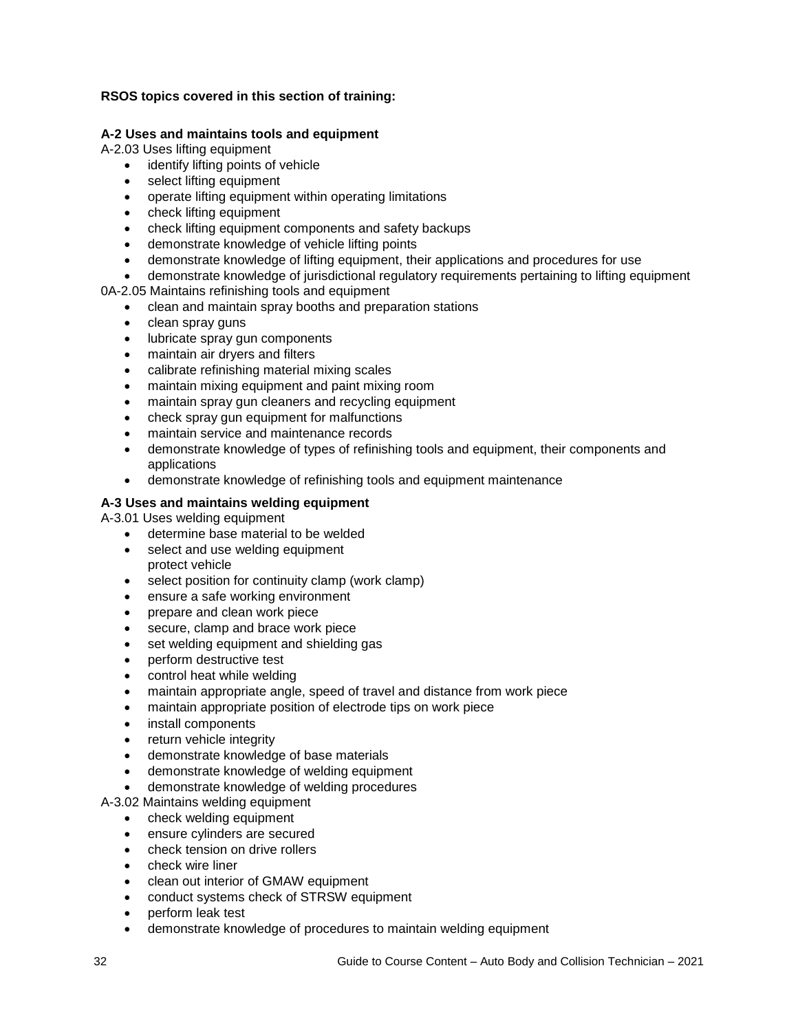**RSOS topics covered in this section of training:**

**A-2 Uses and maintains tools and equipment**

A-2.03 Uses lifting equipment

- identify lifting points of vehicle
- select lifting equipment
- operate lifting equipment within operating limitations
- check lifting equipment
- check lifting equipment components and safety backups
- demonstrate knowledge of vehicle lifting points
- demonstrate knowledge of lifting equipment, their applications and procedures for use
- demonstrate knowledge of jurisdictional regulatory requirements pertaining to lifting equipment

0A-2.05 Maintains refinishing tools and equipment

- clean and maintain spray booths and preparation stations
- clean spray guns
- lubricate spray gun components
- maintain air dryers and filters
- calibrate refinishing material mixing scales
- maintain mixing equipment and paint mixing room
- maintain spray gun cleaners and recycling equipment
- check spray gun equipment for malfunctions
- maintain service and maintenance records
- demonstrate knowledge of types of refinishing tools and equipment, their components and applications
- demonstrate knowledge of refinishing tools and equipment maintenance

**A-3 Uses and maintains welding equipment**

A-3.01 Uses welding equipment

- determine base material to be welded
- select and use welding equipment
  protect vehicle
- select position for continuity clamp (work clamp)
- ensure a safe working environment
- prepare and clean work piece
- secure, clamp and brace work piece
- set welding equipment and shielding gas
- perform destructive test
- control heat while welding
- maintain appropriate angle, speed of travel and distance from work piece
- maintain appropriate position of electrode tips on work piece
- install components
- return vehicle integrity
- demonstrate knowledge of base materials
- demonstrate knowledge of welding equipment
- demonstrate knowledge of welding procedures

A-3.02 Maintains welding equipment

- check welding equipment
- ensure cylinders are secured
- check tension on drive rollers
- check wire liner
- clean out interior of GMAW equipment
- conduct systems check of STRSW equipment
- perform leak test
- demonstrate knowledge of procedures to maintain welding equipment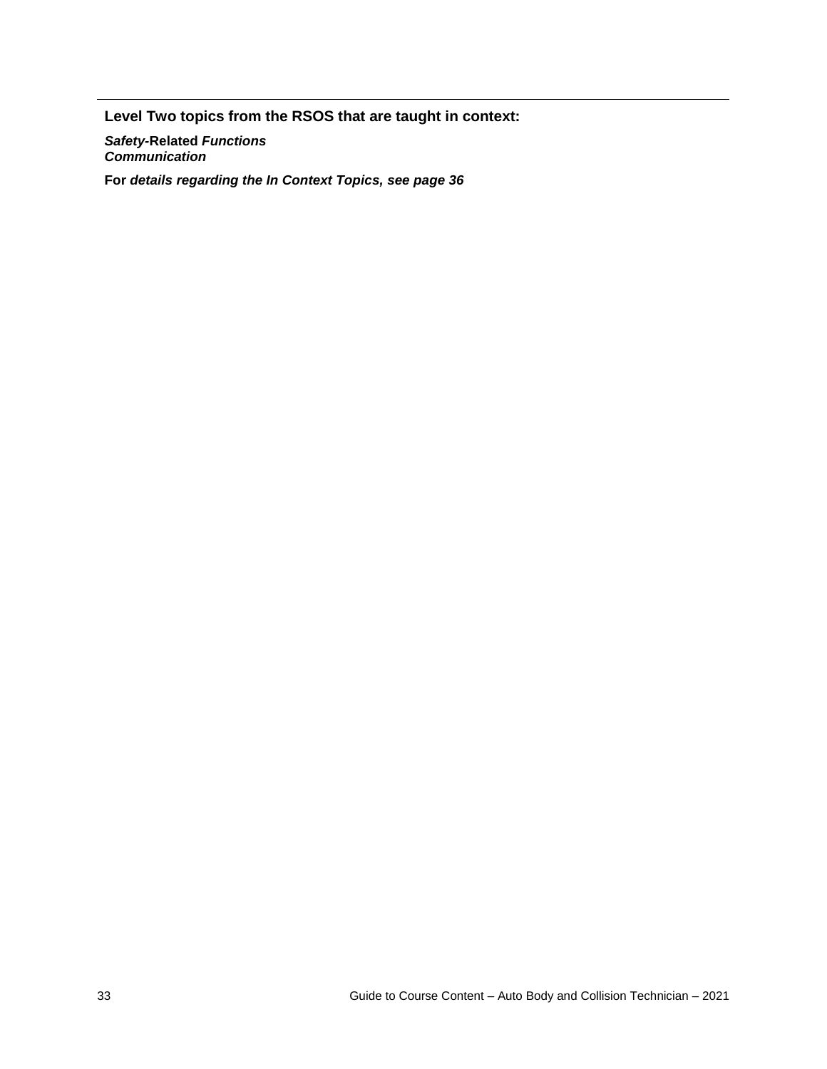**Level Two topics from the RSOS that are taught in context:**

***Safety*-Related *Functions***
***Communication***

**For *details regarding the In Context Topics, see page 36***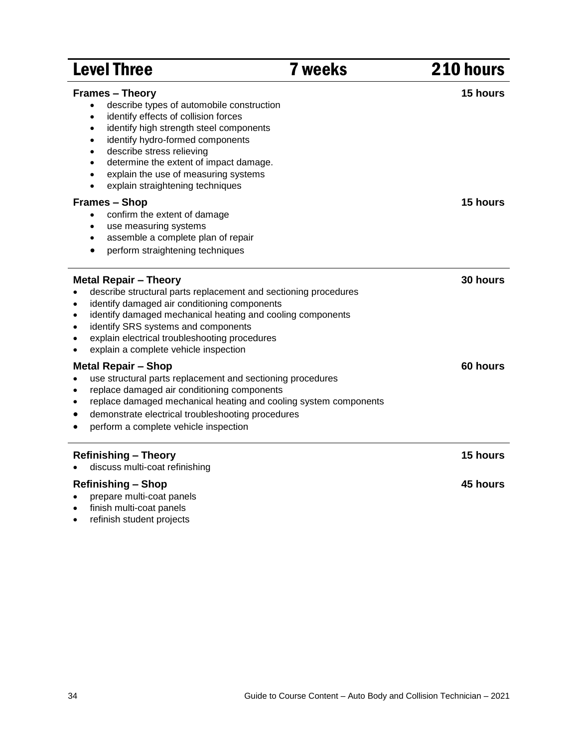## Level Three — 7 weeks — 210 hours

### Frames – Theory — 15 hours

- describe types of automobile construction
- identify effects of collision forces
- identify high strength steel components
- identify hydro-formed components
- describe stress relieving
- determine the extent of impact damage.
- explain the use of measuring systems
- explain straightening techniques

### Frames – Shop — 15 hours

- confirm the extent of damage
- use measuring systems
- assemble a complete plan of repair
- perform straightening techniques

### Metal Repair – Theory — 30 hours

- describe structural parts replacement and sectioning procedures
- identify damaged air conditioning components
- identify damaged mechanical heating and cooling components
- identify SRS systems and components
- explain electrical troubleshooting procedures
- explain a complete vehicle inspection

### Metal Repair – Shop — 60 hours

- use structural parts replacement and sectioning procedures
- replace damaged air conditioning components
- replace damaged mechanical heating and cooling system components
- demonstrate electrical troubleshooting procedures
- perform a complete vehicle inspection

### Refinishing – Theory — 15 hours

- discuss multi-coat refinishing

### Refinishing – Shop — 45 hours

- prepare multi-coat panels
- finish multi-coat panels
- refinish student projects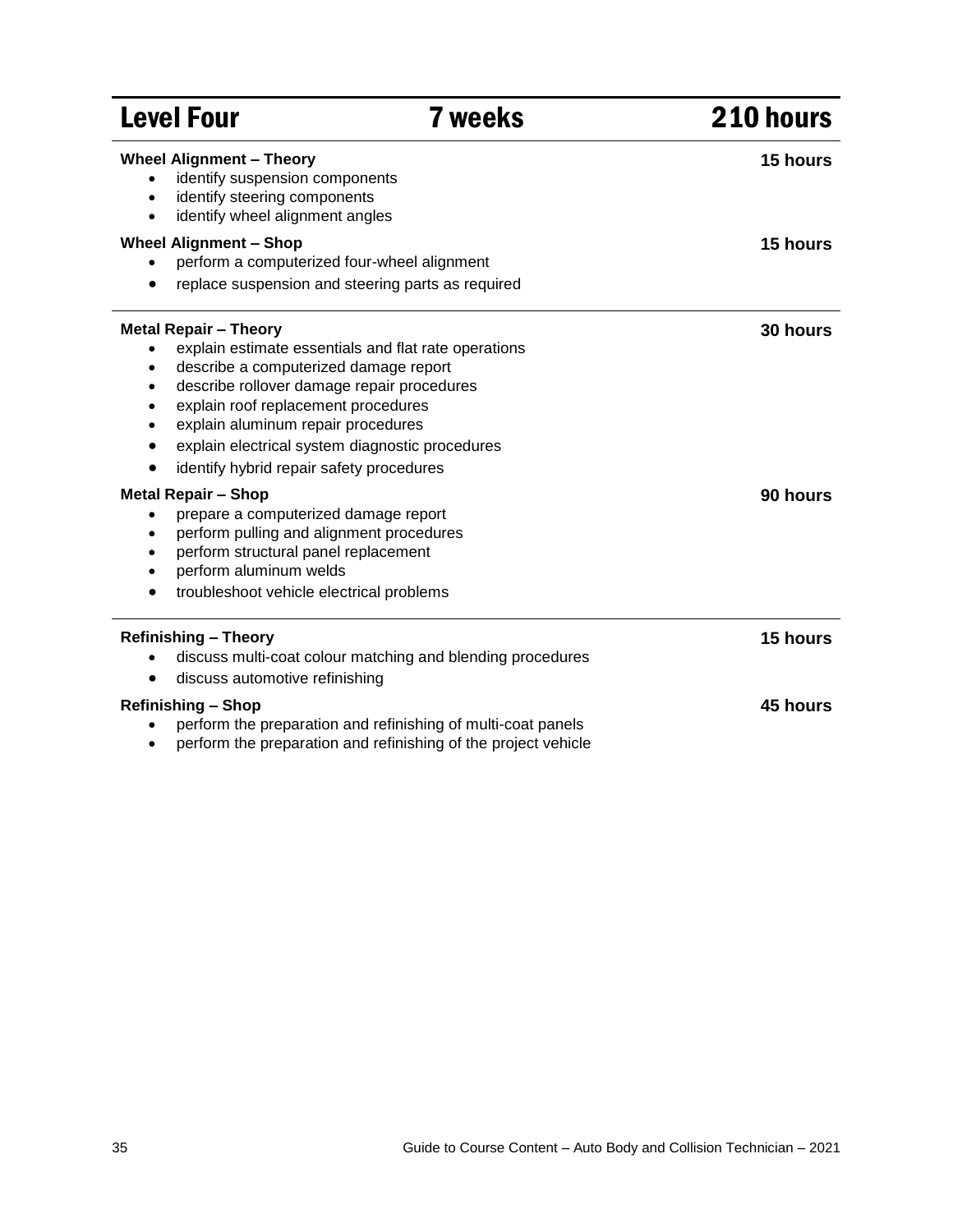## Level Four — 7 weeks — 210 hours

**Wheel Alignment – Theory** — **15 hours**

- identify suspension components
- identify steering components
- identify wheel alignment angles

**Wheel Alignment – Shop** — **15 hours**

- perform a computerized four-wheel alignment
- replace suspension and steering parts as required

---

**Metal Repair – Theory** — **30 hours**

- explain estimate essentials and flat rate operations
- describe a computerized damage report
- describe rollover damage repair procedures
- explain roof replacement procedures
- explain aluminum repair procedures
- explain electrical system diagnostic procedures
- identify hybrid repair safety procedures

**Metal Repair – Shop** — **90 hours**

- prepare a computerized damage report
- perform pulling and alignment procedures
- perform structural panel replacement
- perform aluminum welds
- troubleshoot vehicle electrical problems

---

**Refinishing – Theory** — **15 hours**

- discuss multi-coat colour matching and blending procedures
- discuss automotive refinishing

**Refinishing – Shop** — **45 hours**

- perform the preparation and refinishing of multi-coat panels
- perform the preparation and refinishing of the project vehicle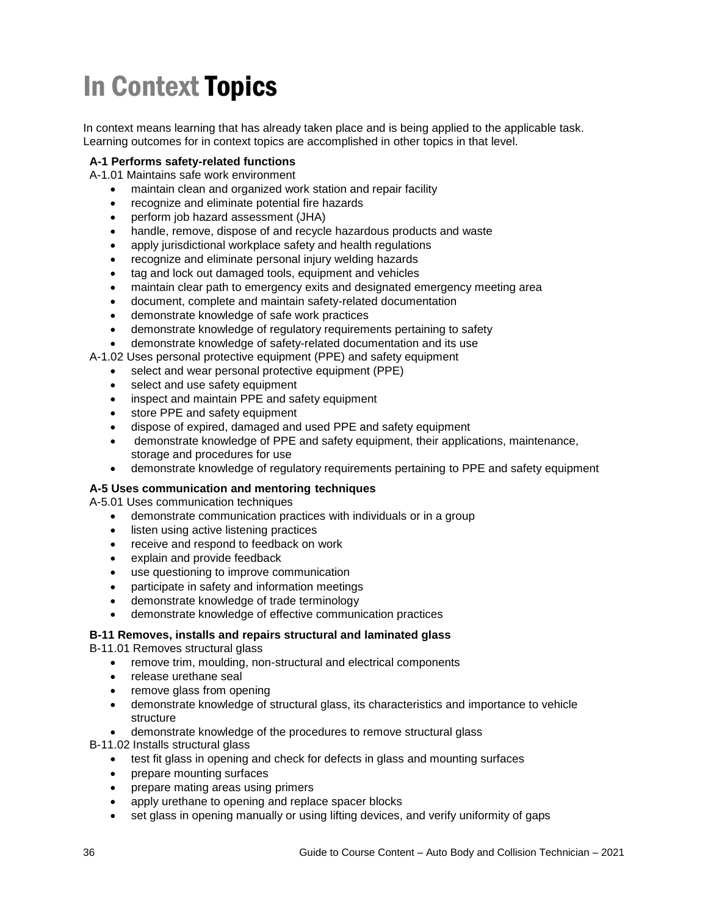# In Context Topics

In context means learning that has already taken place and is being applied to the applicable task. Learning outcomes for in context topics are accomplished in other topics in that level.

**A-1 Performs safety-related functions**

A-1.01 Maintains safe work environment

- maintain clean and organized work station and repair facility
- recognize and eliminate potential fire hazards
- perform job hazard assessment (JHA)
- handle, remove, dispose of and recycle hazardous products and waste
- apply jurisdictional workplace safety and health regulations
- recognize and eliminate personal injury welding hazards
- tag and lock out damaged tools, equipment and vehicles
- maintain clear path to emergency exits and designated emergency meeting area
- document, complete and maintain safety-related documentation
- demonstrate knowledge of safe work practices
- demonstrate knowledge of regulatory requirements pertaining to safety
- demonstrate knowledge of safety-related documentation and its use

A-1.02 Uses personal protective equipment (PPE) and safety equipment

- select and wear personal protective equipment (PPE)
- select and use safety equipment
- inspect and maintain PPE and safety equipment
- store PPE and safety equipment
- dispose of expired, damaged and used PPE and safety equipment
- demonstrate knowledge of PPE and safety equipment, their applications, maintenance, storage and procedures for use
- demonstrate knowledge of regulatory requirements pertaining to PPE and safety equipment

**A-5 Uses communication and mentoring techniques**

A-5.01 Uses communication techniques

- demonstrate communication practices with individuals or in a group
- listen using active listening practices
- receive and respond to feedback on work
- explain and provide feedback
- use questioning to improve communication
- participate in safety and information meetings
- demonstrate knowledge of trade terminology
- demonstrate knowledge of effective communication practices

**B-11 Removes, installs and repairs structural and laminated glass**

B-11.01 Removes structural glass

- remove trim, moulding, non-structural and electrical components
- release urethane seal
- remove glass from opening
- demonstrate knowledge of structural glass, its characteristics and importance to vehicle structure
- demonstrate knowledge of the procedures to remove structural glass

B-11.02 Installs structural glass

- test fit glass in opening and check for defects in glass and mounting surfaces
- prepare mounting surfaces
- prepare mating areas using primers
- apply urethane to opening and replace spacer blocks
- set glass in opening manually or using lifting devices, and verify uniformity of gaps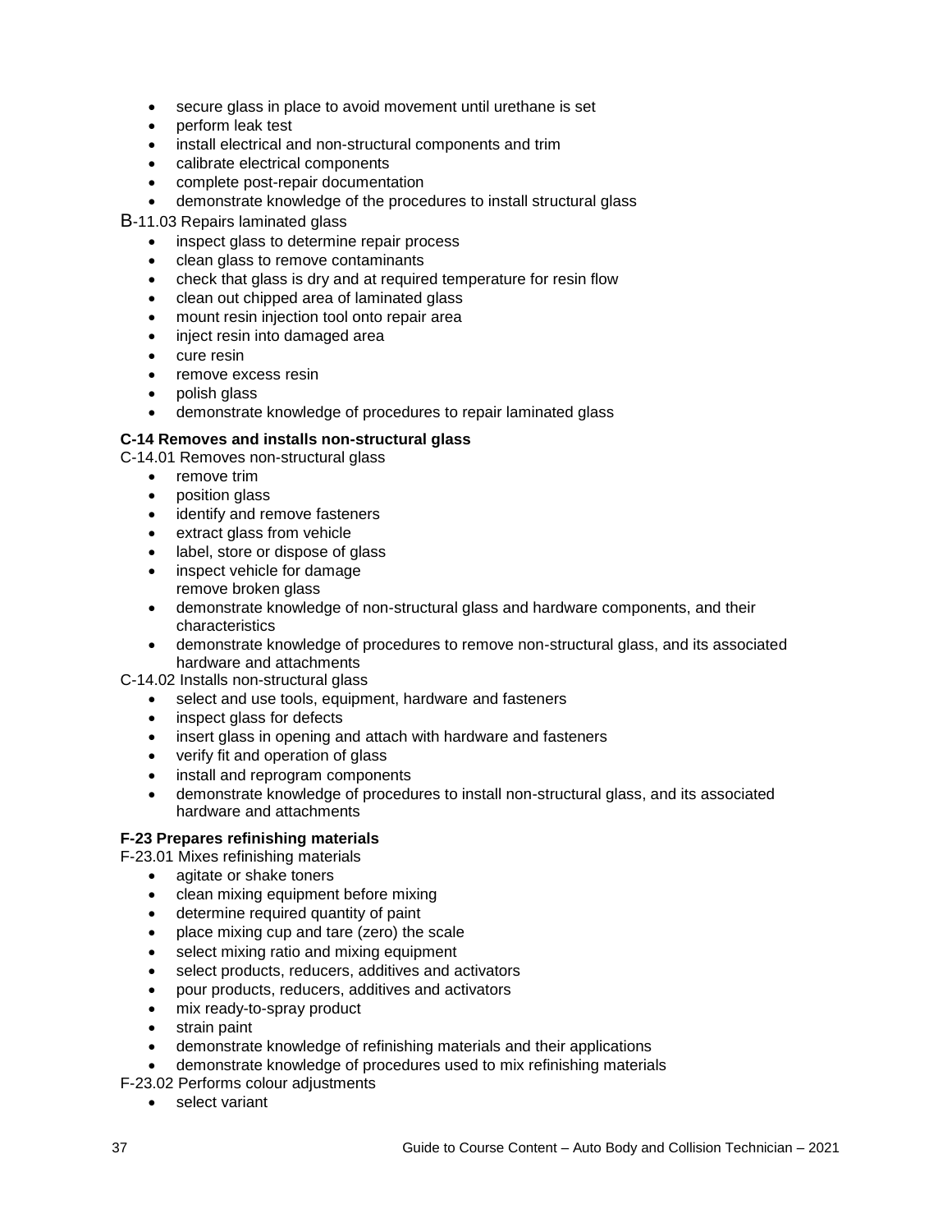- secure glass in place to avoid movement until urethane is set
- perform leak test
- install electrical and non-structural components and trim
- calibrate electrical components
- complete post-repair documentation
- demonstrate knowledge of the procedures to install structural glass

B-11.03 Repairs laminated glass

- inspect glass to determine repair process
- clean glass to remove contaminants
- check that glass is dry and at required temperature for resin flow
- clean out chipped area of laminated glass
- mount resin injection tool onto repair area
- inject resin into damaged area
- cure resin
- remove excess resin
- polish glass
- demonstrate knowledge of procedures to repair laminated glass

**C-14 Removes and installs non-structural glass**

C-14.01 Removes non-structural glass

- remove trim
- position glass
- identify and remove fasteners
- extract glass from vehicle
- label, store or dispose of glass
- inspect vehicle for damage
  remove broken glass
- demonstrate knowledge of non-structural glass and hardware components, and their characteristics
- demonstrate knowledge of procedures to remove non-structural glass, and its associated hardware and attachments

C-14.02 Installs non-structural glass

- select and use tools, equipment, hardware and fasteners
- inspect glass for defects
- insert glass in opening and attach with hardware and fasteners
- verify fit and operation of glass
- install and reprogram components
- demonstrate knowledge of procedures to install non-structural glass, and its associated hardware and attachments

**F-23 Prepares refinishing materials**

F-23.01 Mixes refinishing materials

- agitate or shake toners
- clean mixing equipment before mixing
- determine required quantity of paint
- place mixing cup and tare (zero) the scale
- select mixing ratio and mixing equipment
- select products, reducers, additives and activators
- pour products, reducers, additives and activators
- mix ready-to-spray product
- strain paint
- demonstrate knowledge of refinishing materials and their applications
- demonstrate knowledge of procedures used to mix refinishing materials

F-23.02 Performs colour adjustments

- select variant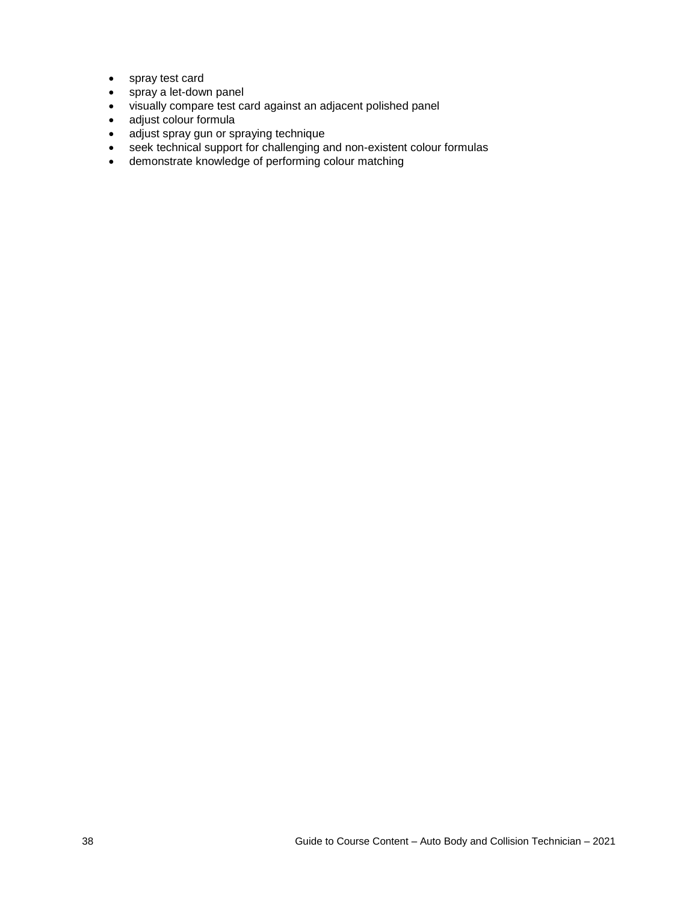- spray test card
- spray a let-down panel
- visually compare test card against an adjacent polished panel
- adjust colour formula
- adjust spray gun or spraying technique
- seek technical support for challenging and non-existent colour formulas
- demonstrate knowledge of performing colour matching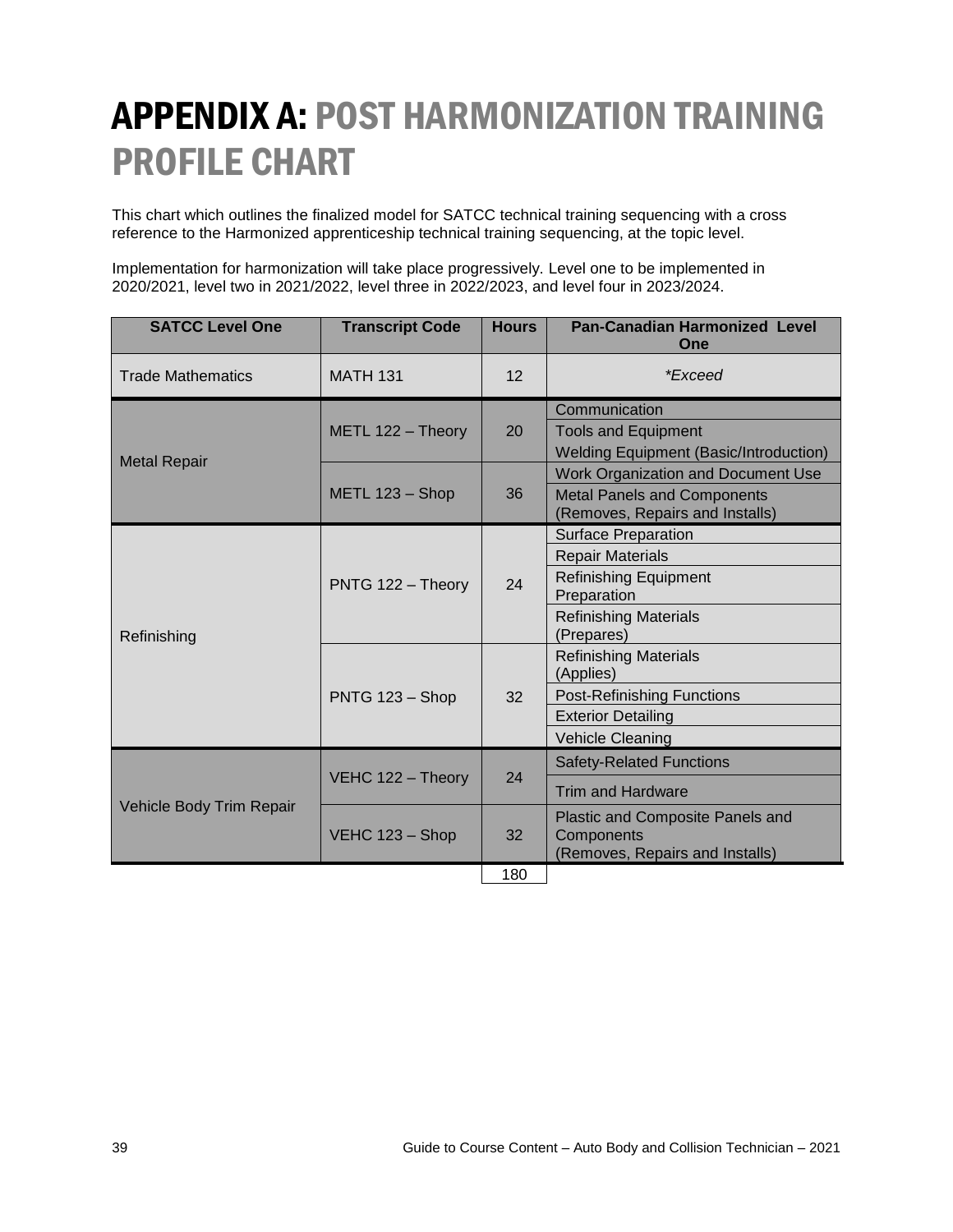# APPENDIX A: POST HARMONIZATION TRAINING PROFILE CHART

This chart which outlines the finalized model for SATCC technical training sequencing with a cross reference to the Harmonized apprenticeship technical training sequencing, at the topic level.

Implementation for harmonization will take place progressively. Level one to be implemented in 2020/2021, level two in 2021/2022, level three in 2022/2023, and level four in 2023/2024.

| SATCC Level One | Transcript Code | Hours | Pan-Canadian Harmonized Level One |
|---|---|---|---|
| Trade Mathematics | MATH 131 | 12 | *\*Exceed* |
| Metal Repair | METL 122 – Theory | 20 | Communication |
| | | | Tools and Equipment |
| | | | Welding Equipment (Basic/Introduction) |
| | METL 123 – Shop | 36 | Work Organization and Document Use |
| | | | Metal Panels and Components (Removes, Repairs and Installs) |
| Refinishing | PNTG 122 – Theory | 24 | Surface Preparation |
| | | | Repair Materials |
| | | | Refinishing Equipment Preparation |
| | | | Refinishing Materials (Prepares) |
| | PNTG 123 – Shop | 32 | Refinishing Materials (Applies) |
| | | | Post-Refinishing Functions |
| | | | Exterior Detailing |
| | | | Vehicle Cleaning |
| Vehicle Body Trim Repair | VEHC 122 – Theory | 24 | Safety-Related Functions |
| | | | Trim and Hardware |
| | VEHC 123 – Shop | 32 | Plastic and Composite Panels and Components (Removes, Repairs and Installs) |
| | | 180 | |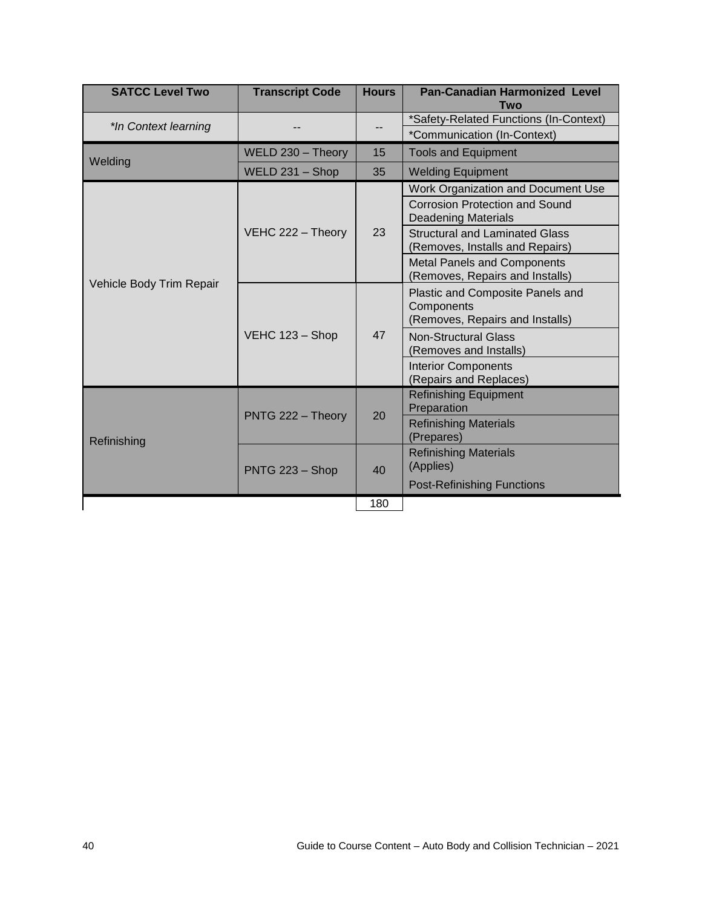| SATCC Level Two | Transcript Code | Hours | Pan-Canadian Harmonized Level Two |
|---|---|---|---|
| *\*In Context learning* | -- | -- | *Safety-Related Functions (In-Context) |
| | | | *Communication (In-Context) |
| Welding | WELD 230 – Theory | 15 | Tools and Equipment |
| | WELD 231 – Shop | 35 | Welding Equipment |
| Vehicle Body Trim Repair | VEHC 222 – Theory | 23 | Work Organization and Document Use |
| | | | Corrosion Protection and Sound Deadening Materials |
| | | | Structural and Laminated Glass (Removes, Installs and Repairs) |
| | | | Metal Panels and Components (Removes, Repairs and Installs) |
| | VEHC 123 – Shop | 47 | Plastic and Composite Panels and Components (Removes, Repairs and Installs) |
| | | | Non-Structural Glass (Removes and Installs) |
| | | | Interior Components (Repairs and Replaces) |
| Refinishing | PNTG 222 – Theory | 20 | Refinishing Equipment Preparation |
| | | | Refinishing Materials (Prepares) |
| | PNTG 223 – Shop | 40 | Refinishing Materials (Applies) |
| | | | Post-Refinishing Functions |
| | | 180 | |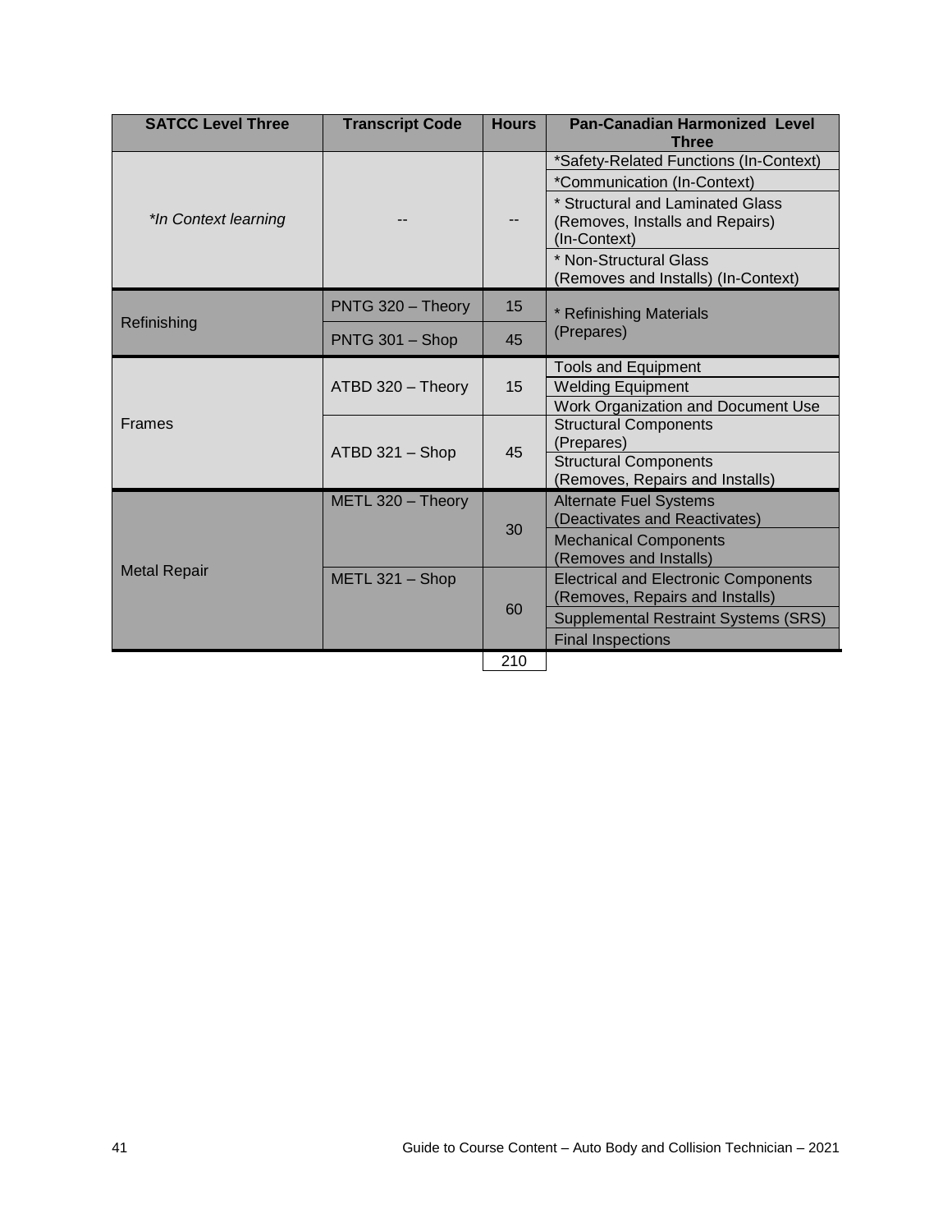| SATCC Level Three | Transcript Code | Hours | Pan-Canadian Harmonized Level Three |
|---|---|---|---|
| *In Context learning* | -- | -- | *Safety-Related Functions (In-Context) |
| | | | *Communication (In-Context) |
| | | | * Structural and Laminated Glass (Removes, Installs and Repairs) (In-Context) |
| | | | * Non-Structural Glass (Removes and Installs) (In-Context) |
| Refinishing | PNTG 320 – Theory | 15 | * Refinishing Materials (Prepares) |
| | PNTG 301 – Shop | 45 | |
| Frames | ATBD 320 – Theory | 15 | Tools and Equipment |
| | | | Welding Equipment |
| | | | Work Organization and Document Use |
| | ATBD 321 – Shop | 45 | Structural Components (Prepares) |
| | | | Structural Components (Removes, Repairs and Installs) |
| Metal Repair | METL 320 – Theory | 30 | Alternate Fuel Systems (Deactivates and Reactivates) |
| | | | Mechanical Components (Removes and Installs) |
| | METL 321 – Shop | 60 | Electrical and Electronic Components (Removes, Repairs and Installs) |
| | | | Supplemental Restraint Systems (SRS) |
| | | | Final Inspections |
| | | 210 | |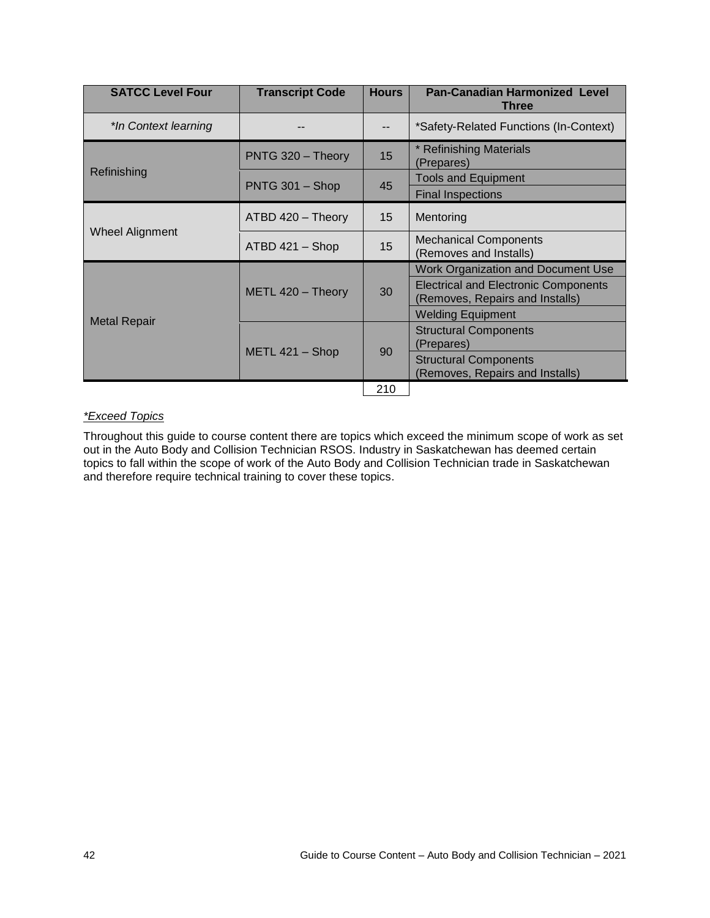| SATCC Level Four | Transcript Code | Hours | Pan-Canadian Harmonized Level Three |
|---|---|---|---|
| *In Context learning* | -- | -- | *Safety-Related Functions (In-Context) |
| Refinishing | PNTG 320 – Theory | 15 | * Refinishing Materials (Prepares) |
| | PNTG 301 – Shop | 45 | Tools and Equipment |
| | | | Final Inspections |
| Wheel Alignment | ATBD 420 – Theory | 15 | Mentoring |
| | ATBD 421 – Shop | 15 | Mechanical Components (Removes and Installs) |
| Metal Repair | METL 420 – Theory | 30 | Work Organization and Document Use |
| | | | Electrical and Electronic Components (Removes, Repairs and Installs) |
| | | | Welding Equipment |
| | METL 421 – Shop | 90 | Structural Components (Prepares) |
| | | | Structural Components (Removes, Repairs and Installs) |
| | | 210 | |

*Exceed Topics*

Throughout this guide to course content there are topics which exceed the minimum scope of work as set out in the Auto Body and Collision Technician RSOS. Industry in Saskatchewan has deemed certain topics to fall within the scope of work of the Auto Body and Collision Technician trade in Saskatchewan and therefore require technical training to cover these topics.